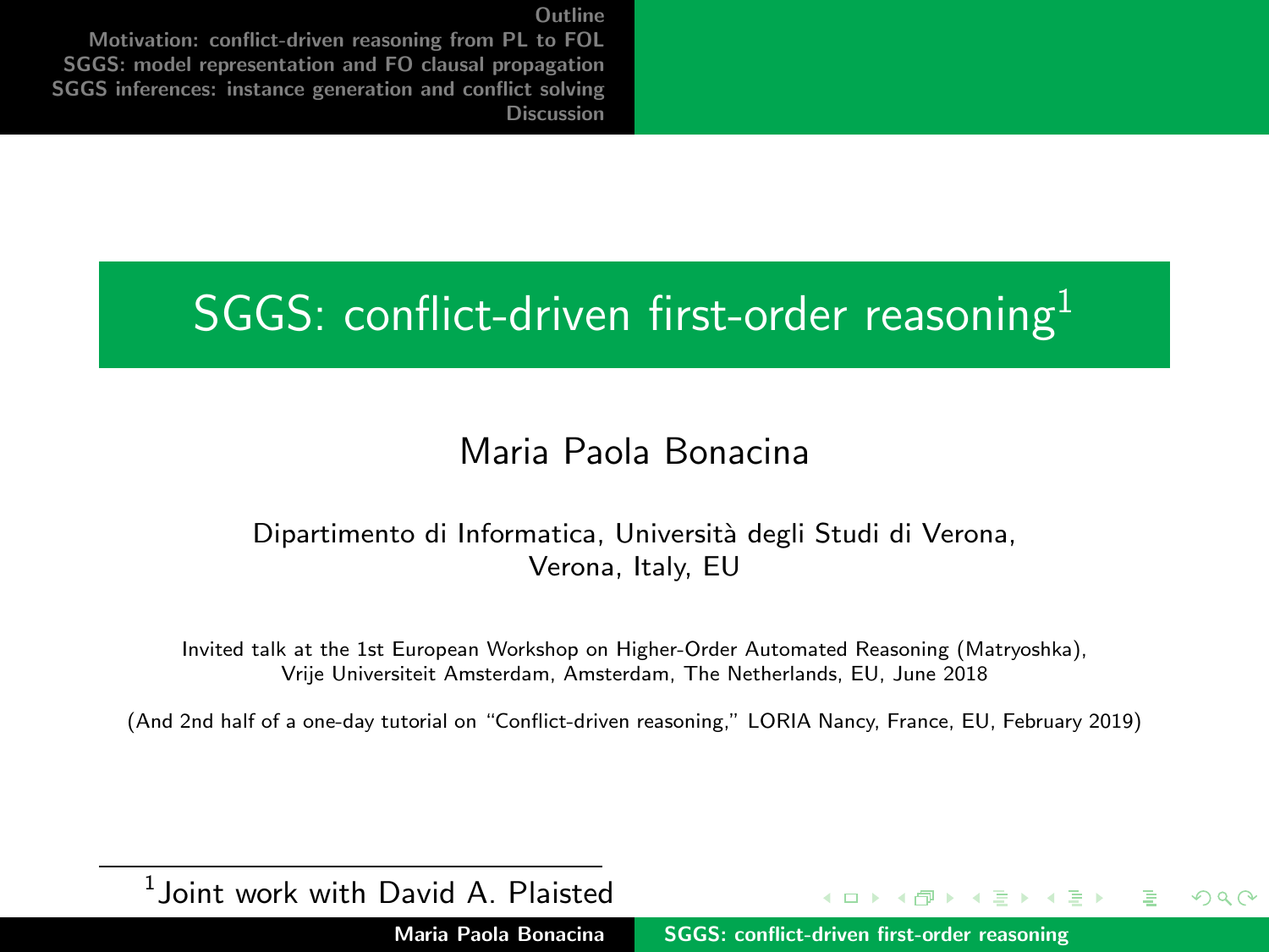# SGGS: conflict-driven first-order reasoning[1]

Maria Paola Bonacina

Dipartimento di Informatica, Università degli Studi di Verona,
Verona, Italy, EU

Invited talk at the 1st European Workshop on Higher-Order Automated Reasoning (Matryoshka),
Vrije Universiteit Amsterdam, Amsterdam, The Netherlands, EU, June 2018

(And 2nd half of a one-day tutorial on "Conflict-driven reasoning," LORIA Nancy, France, EU, February 2019)

[1] Joint work with David A. Plaisted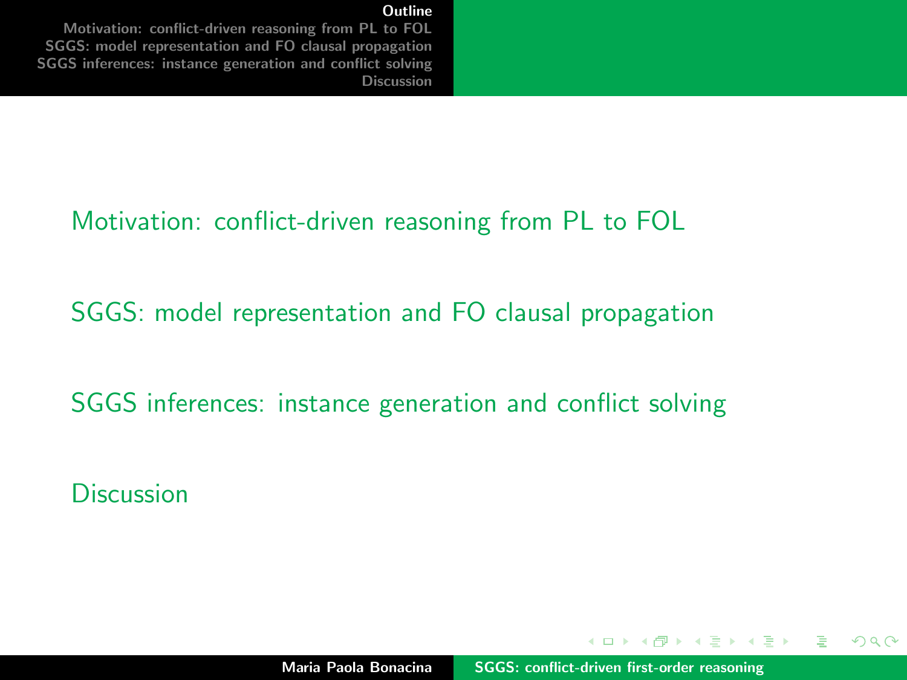Motivation: conflict-driven reasoning from PL to FOL

SGGS: model representation and FO clausal propagation

SGGS inferences: instance generation and conflict solving

Discussion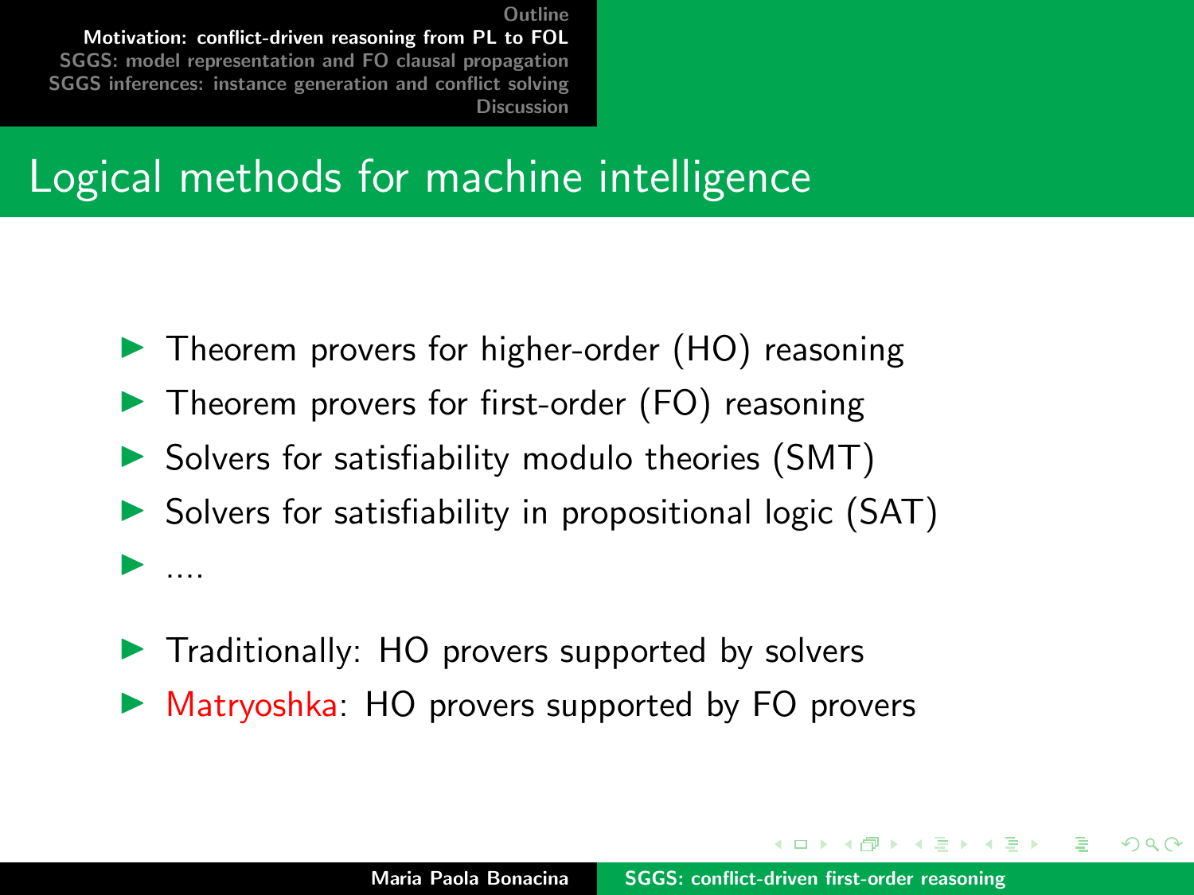# Logical methods for machine intelligence

- Theorem provers for higher-order (HO) reasoning
- Theorem provers for first-order (FO) reasoning
- Solvers for satisfiability modulo theories (SMT)
- Solvers for satisfiability in propositional logic (SAT)
- ....

- Traditionally: HO provers supported by solvers
- Matryoshka: HO provers supported by FO provers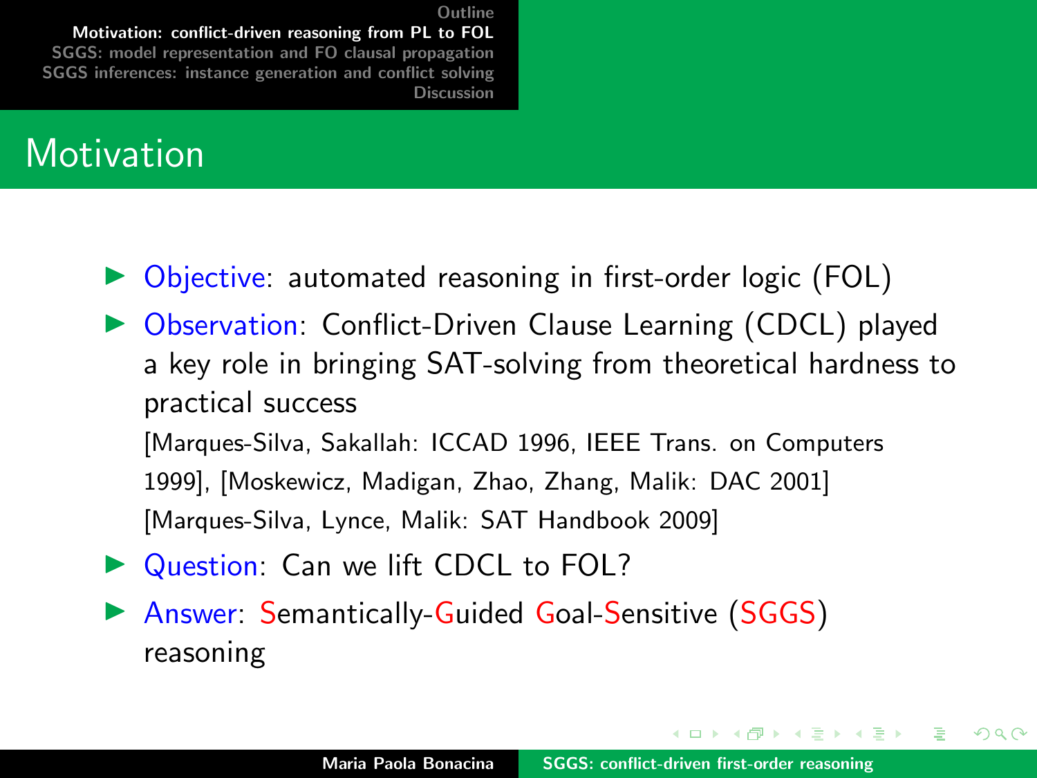# Motivation

- Objective: automated reasoning in first-order logic (FOL)
- Observation: Conflict-Driven Clause Learning (CDCL) played a key role in bringing SAT-solving from theoretical hardness to practical success
  [Marques-Silva, Sakallah: ICCAD 1996, IEEE Trans. on Computers 1999], [Moskewicz, Madigan, Zhao, Zhang, Malik: DAC 2001] [Marques-Silva, Lynce, Malik: SAT Handbook 2009]
- Question: Can we lift CDCL to FOL?
- Answer: Semantically-Guided Goal-Sensitive (SGGS) reasoning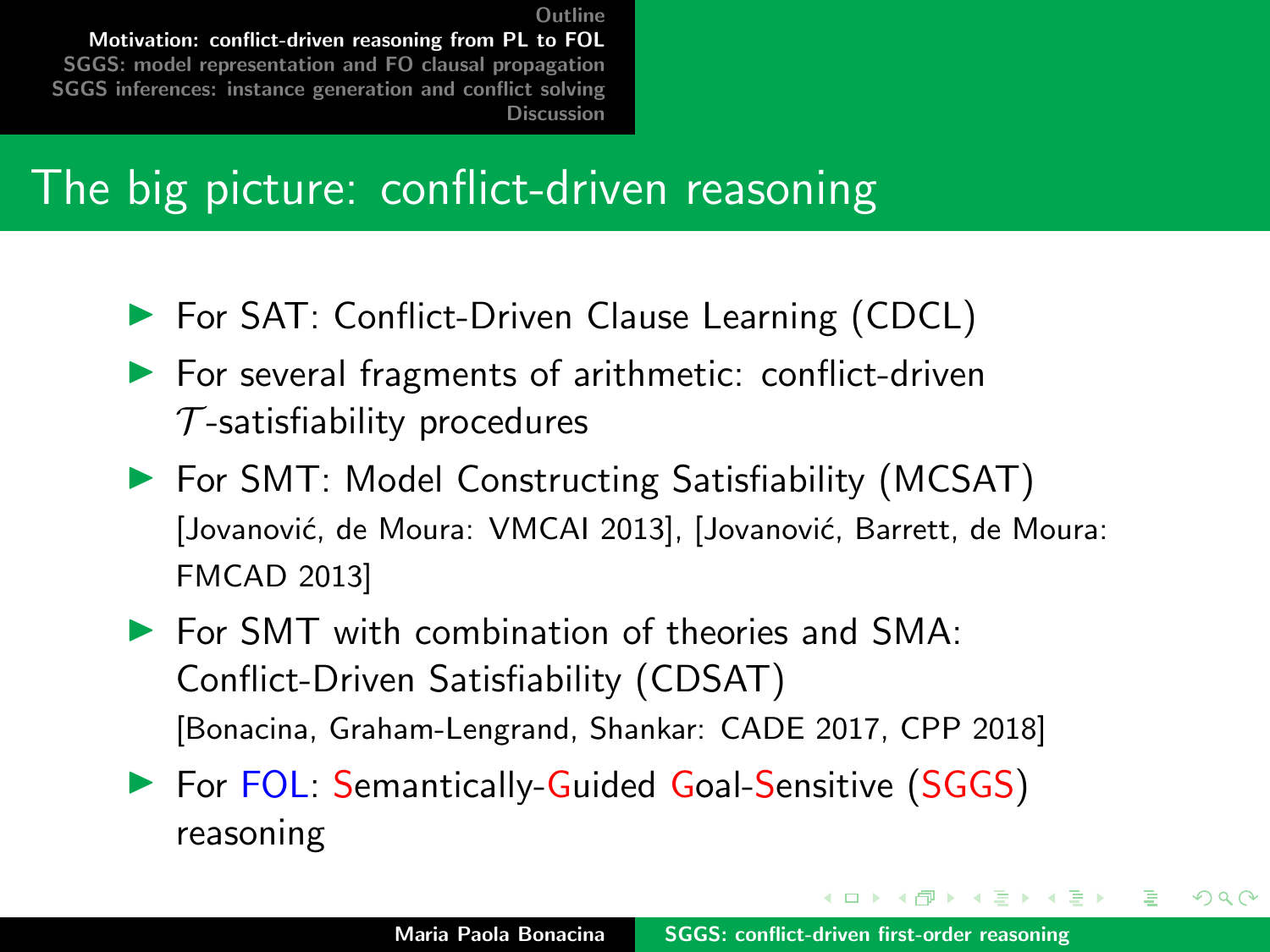# The big picture: conflict-driven reasoning

- For SAT: Conflict-Driven Clause Learning (CDCL)
- For several fragments of arithmetic: conflict-driven $\mathcal{T}$-satisfiability procedures
- For SMT: Model Constructing Satisfiability (MCSAT) [Jovanović, de Moura: VMCAI 2013], [Jovanović, Barrett, de Moura: FMCAD 2013]
- For SMT with combination of theories and SMA: Conflict-Driven Satisfiability (CDSAT) [Bonacina, Graham-Lengrand, Shankar: CADE 2017, CPP 2018]
- For FOL: Semantically-Guided Goal-Sensitive (SGGS) reasoning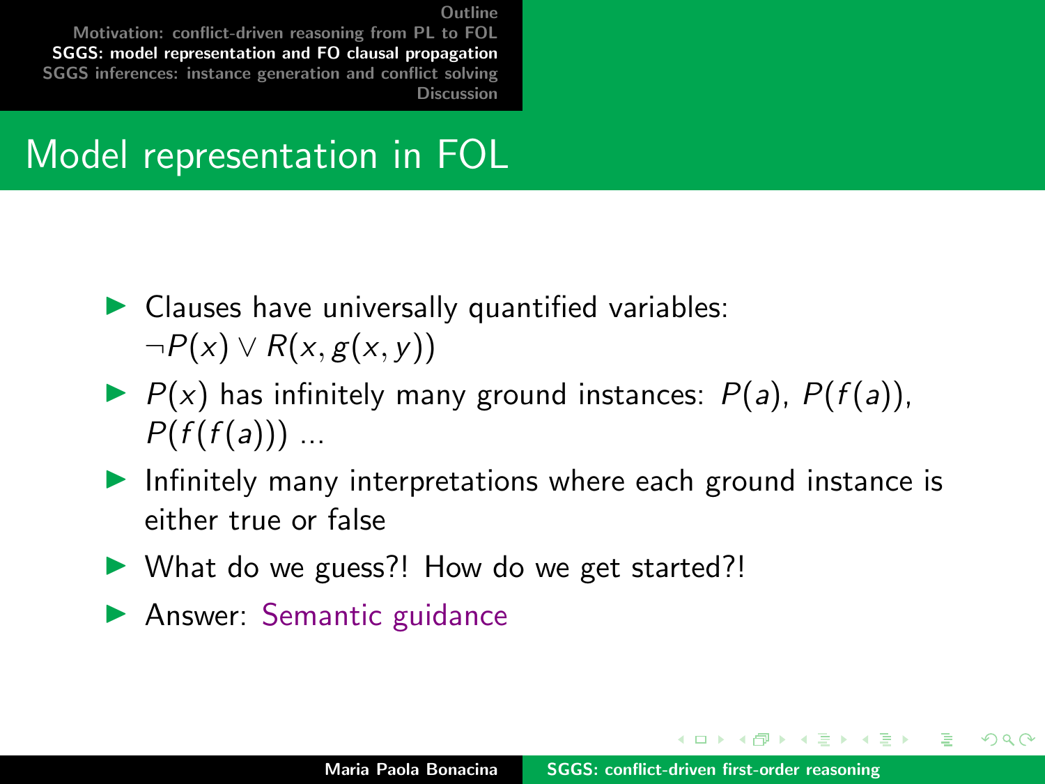# Model representation in FOL

- Clauses have universally quantified variables: $\neg P(x) \vee R(x, g(x, y))$
- $P(x)$ has infinitely many ground instances: $P(a)$, $P(f(a))$, $P(f(f(a)))$ ...
- Infinitely many interpretations where each ground instance is either true or false
- What do we guess?! How do we get started?!
- Answer: Semantic guidance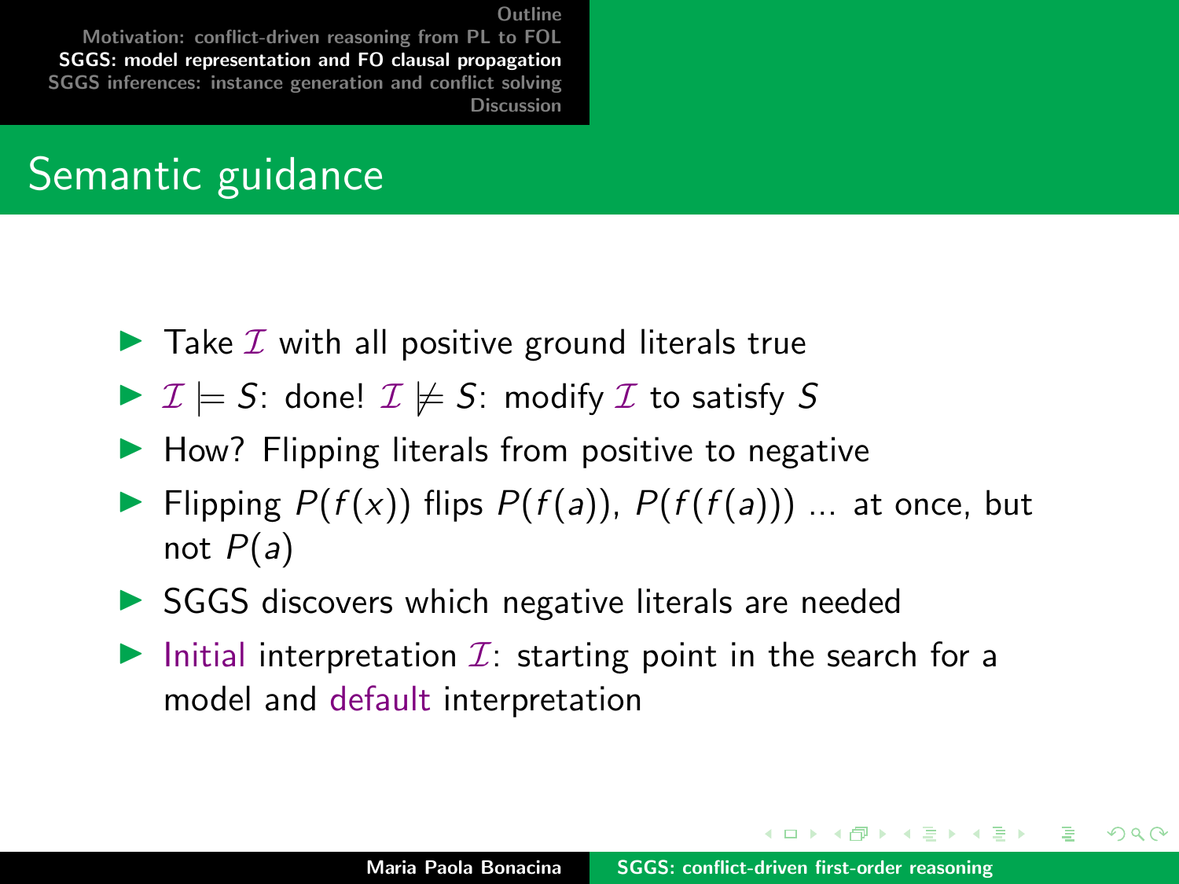# Semantic guidance

- Take $\mathcal{I}$ with all positive ground literals true
- $\mathcal{I} \models S$: done! $\mathcal{I} \not\models S$: modify $\mathcal{I}$ to satisfy $S$
- How? Flipping literals from positive to negative
- Flipping $P(f(x))$ flips $P(f(a))$, $P(f(f(a)))$ ... at once, but not $P(a)$
- SGGS discovers which negative literals are needed
- Initial interpretation $\mathcal{I}$: starting point in the search for a model and default interpretation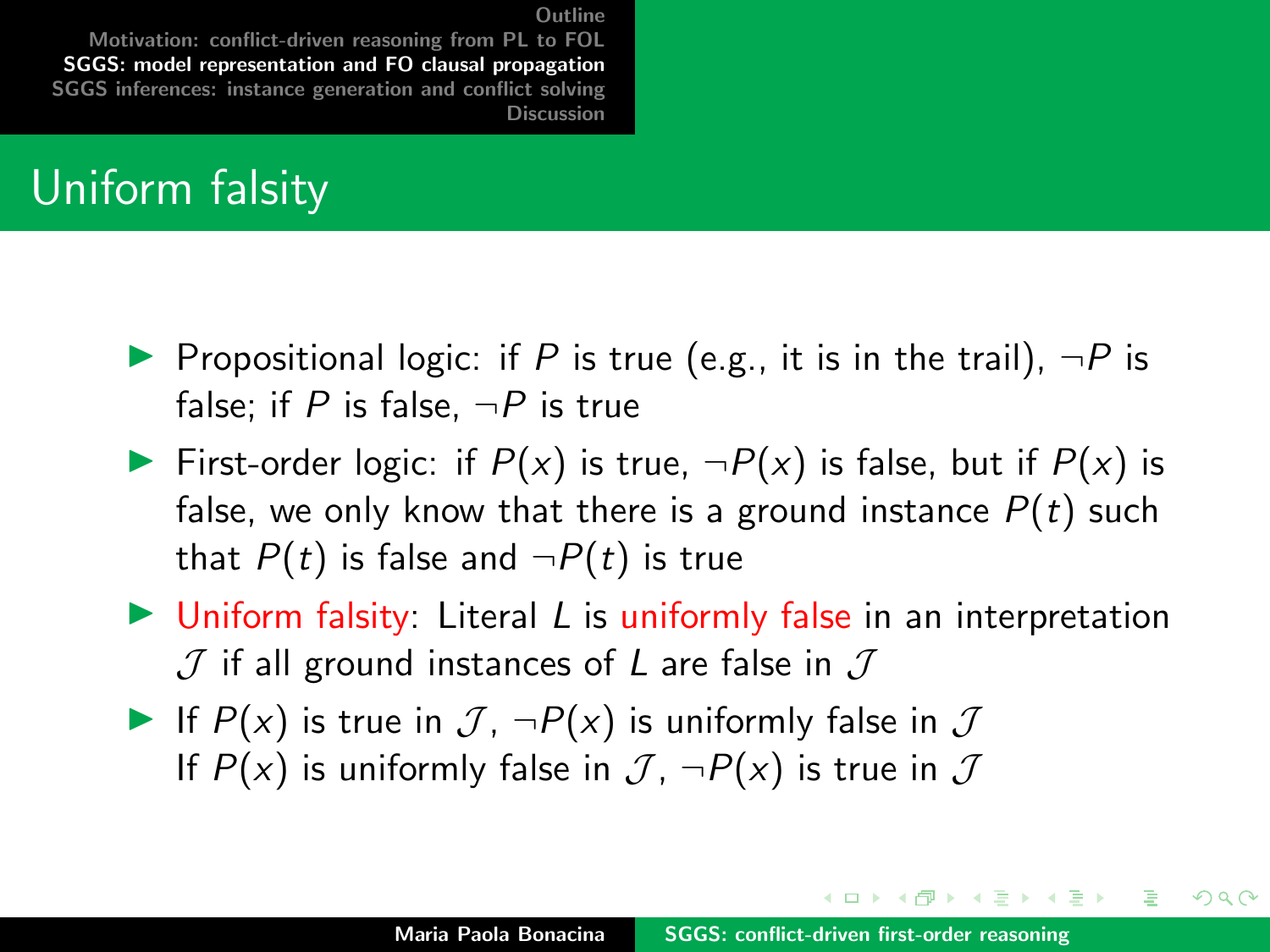# Uniform falsity

- Propositional logic: if $P$ is true (e.g., it is in the trail), $\neg P$ is false; if $P$ is false, $\neg P$ is true
- First-order logic: if $P(x)$ is true, $\neg P(x)$ is false, but if $P(x)$ is false, we only know that there is a ground instance $P(t)$ such that $P(t)$ is false and $\neg P(t)$ is true
- Uniform falsity: Literal $L$ is uniformly false in an interpretation $\mathcal{J}$ if all ground instances of $L$ are false in $\mathcal{J}$
- If $P(x)$ is true in $\mathcal{J}$, $\neg P(x)$ is uniformly false in $\mathcal{J}$
  If $P(x)$ is uniformly false in $\mathcal{J}$, $\neg P(x)$ is true in $\mathcal{J}$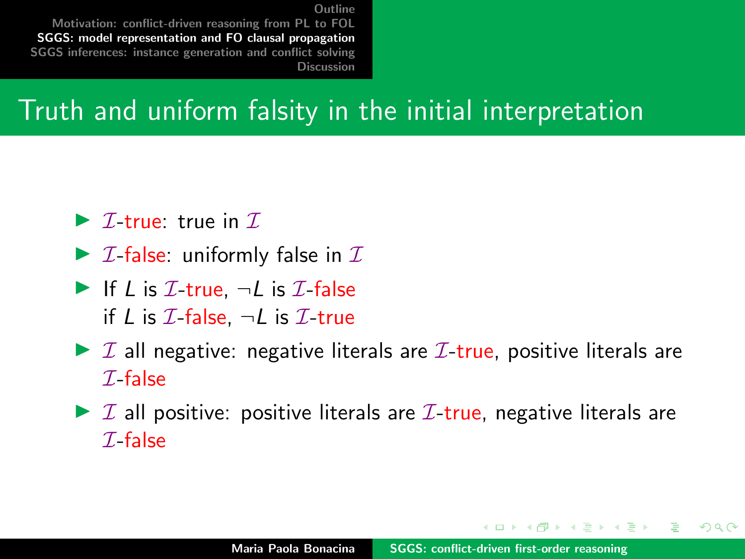# Truth and uniform falsity in the initial interpretation

- $\mathcal{I}$-true: true in $\mathcal{I}$
- $\mathcal{I}$-false: uniformly false in $\mathcal{I}$
- If $L$ is $\mathcal{I}$-true, $\neg L$ is $\mathcal{I}$-false
  if $L$ is $\mathcal{I}$-false, $\neg L$ is $\mathcal{I}$-true
- $\mathcal{I}$ all negative: negative literals are $\mathcal{I}$-true, positive literals are $\mathcal{I}$-false
- $\mathcal{I}$ all positive: positive literals are $\mathcal{I}$-true, negative literals are $\mathcal{I}$-false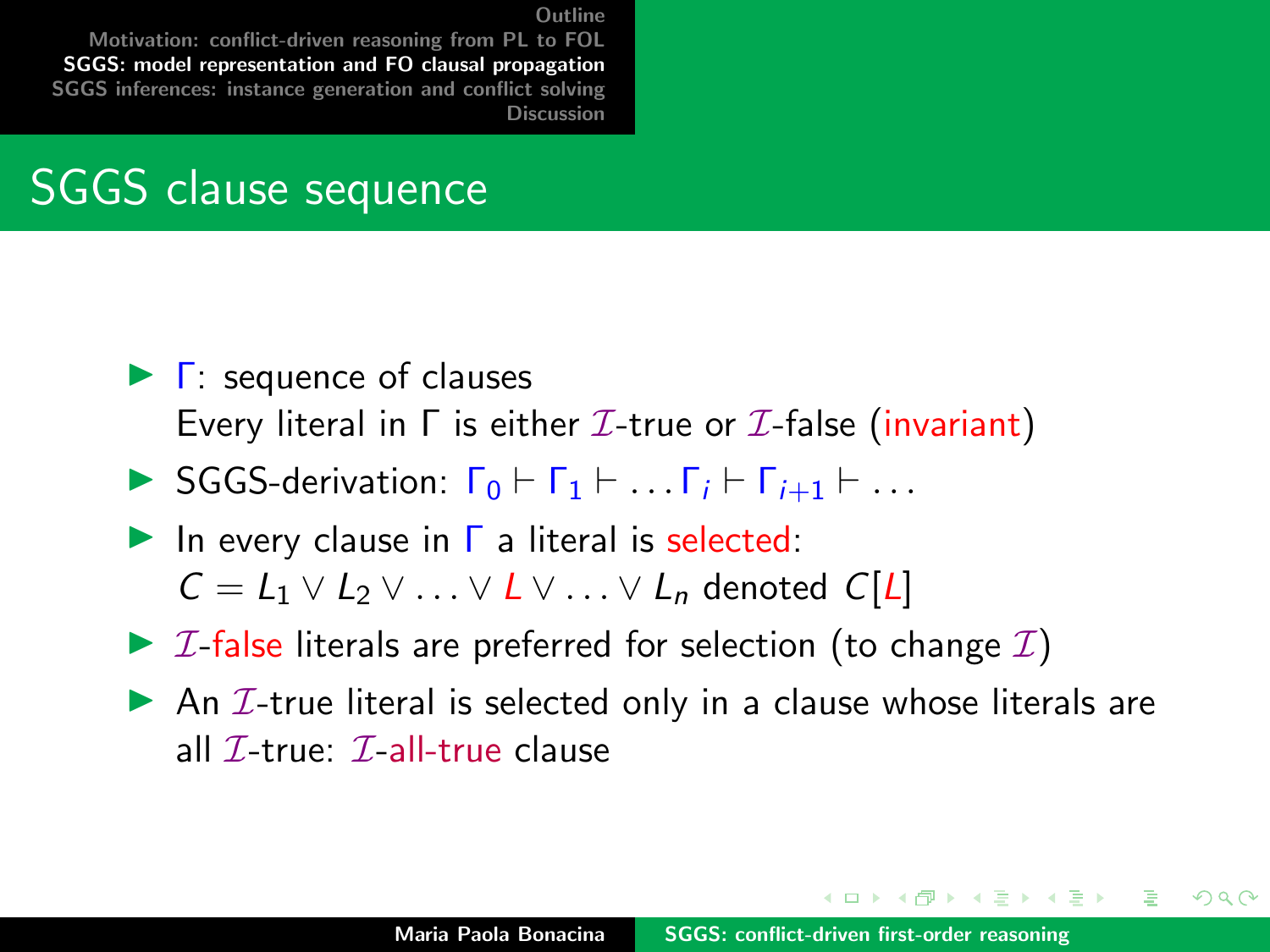## SGGS clause sequence

- $\Gamma$: sequence of clauses
  Every literal in $\Gamma$ is either $\mathcal{I}$-true or $\mathcal{I}$-false (invariant)
- SGGS-derivation: $\Gamma_0 \vdash \Gamma_1 \vdash \ldots \Gamma_i \vdash \Gamma_{i+1} \vdash \ldots$
- In every clause in $\Gamma$ a literal is selected:
  $C = L_1 \vee L_2 \vee \ldots \vee L \vee \ldots \vee L_n$ denoted $C[L]$
- $\mathcal{I}$-false literals are preferred for selection (to change $\mathcal{I}$)
- An $\mathcal{I}$-true literal is selected only in a clause whose literals are all $\mathcal{I}$-true: $\mathcal{I}$-all-true clause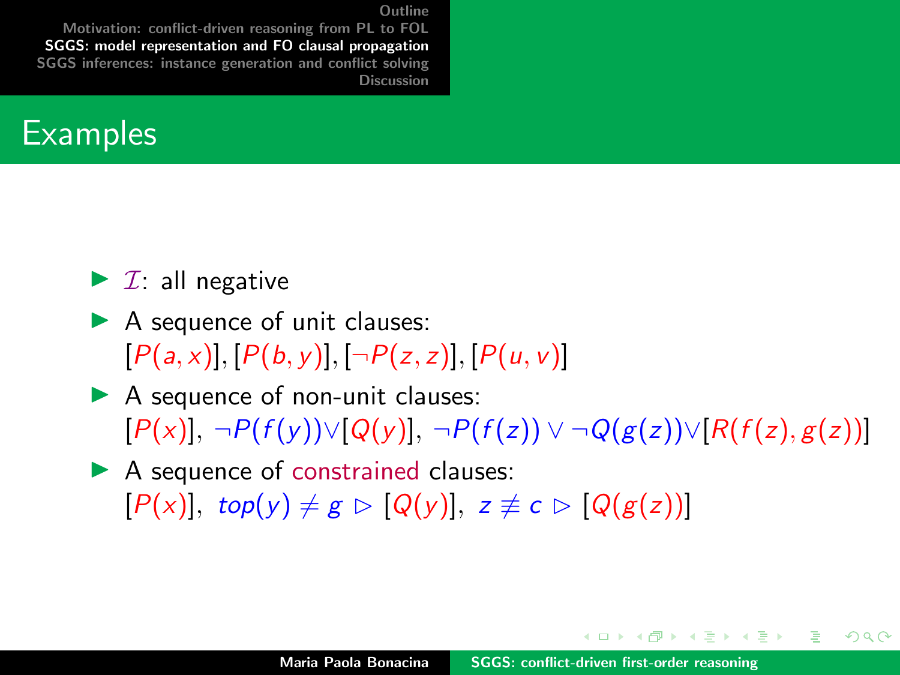## Examples

- $\mathcal{I}$: all negative
- A sequence of unit clauses: $[P(a,x)], [P(b,y)], [\neg P(z,z)], [P(u,v)]$
- A sequence of non-unit clauses: $[P(x)],\ \neg P(f(y)) \vee [Q(y)],\ \neg P(f(z)) \vee \neg Q(g(z)) \vee [R(f(z), g(z))]$
- A sequence of constrained clauses: $[P(x)],\ top(y) \neq g \rhd [Q(y)],\ z \not\equiv c \rhd [Q(g(z))]$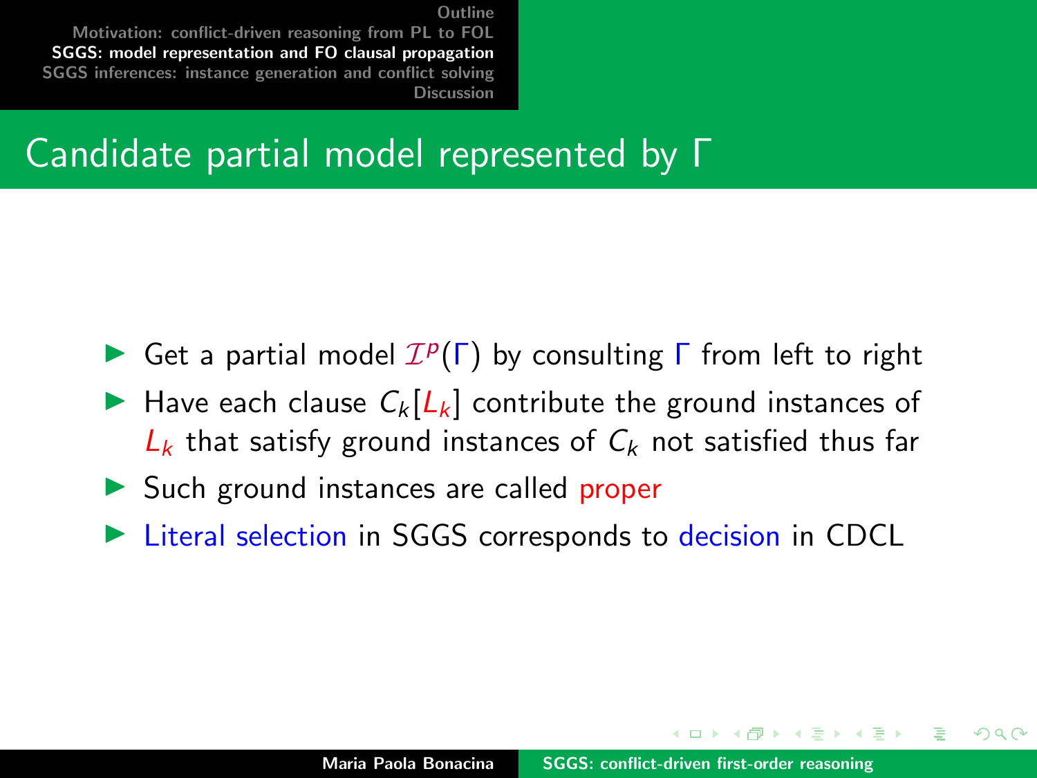## Candidate partial model represented by $\Gamma$

- Get a partial model $\mathcal{I}^p(\Gamma)$ by consulting $\Gamma$ from left to right
- Have each clause $C_k[L_k]$ contribute the ground instances of $L_k$ that satisfy ground instances of $C_k$ not satisfied thus far
- Such ground instances are called proper
- Literal selection in SGGS corresponds to decision in CDCL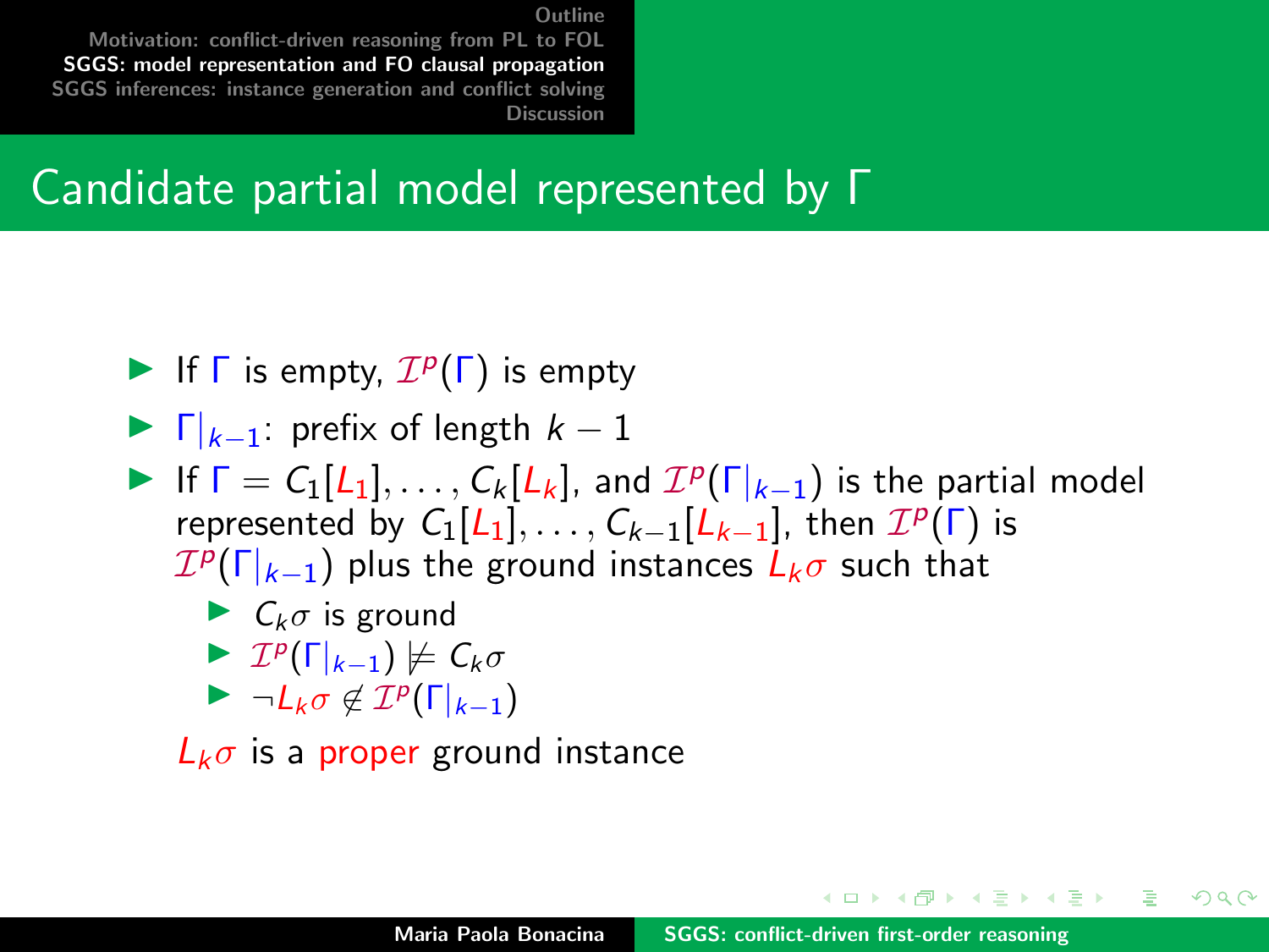# Candidate partial model represented by $\Gamma$

- If $\Gamma$ is empty, $\mathcal{I}^p(\Gamma)$ is empty
- $\Gamma|_{k-1}$: prefix of length $k-1$
- If $\Gamma = C_1[L_1], \ldots, C_k[L_k]$, and $\mathcal{I}^p(\Gamma|_{k-1})$ is the partial model represented by $C_1[L_1], \ldots, C_{k-1}[L_{k-1}]$, then $\mathcal{I}^p(\Gamma)$ is $\mathcal{I}^p(\Gamma|_{k-1})$ plus the ground instances $L_k\sigma$ such that
  - $C_k\sigma$ is ground
  - $\mathcal{I}^p(\Gamma|_{k-1}) \not\models C_k\sigma$
  - $\neg L_k\sigma \notin \mathcal{I}^p(\Gamma|_{k-1})$

  $L_k\sigma$ is a proper ground instance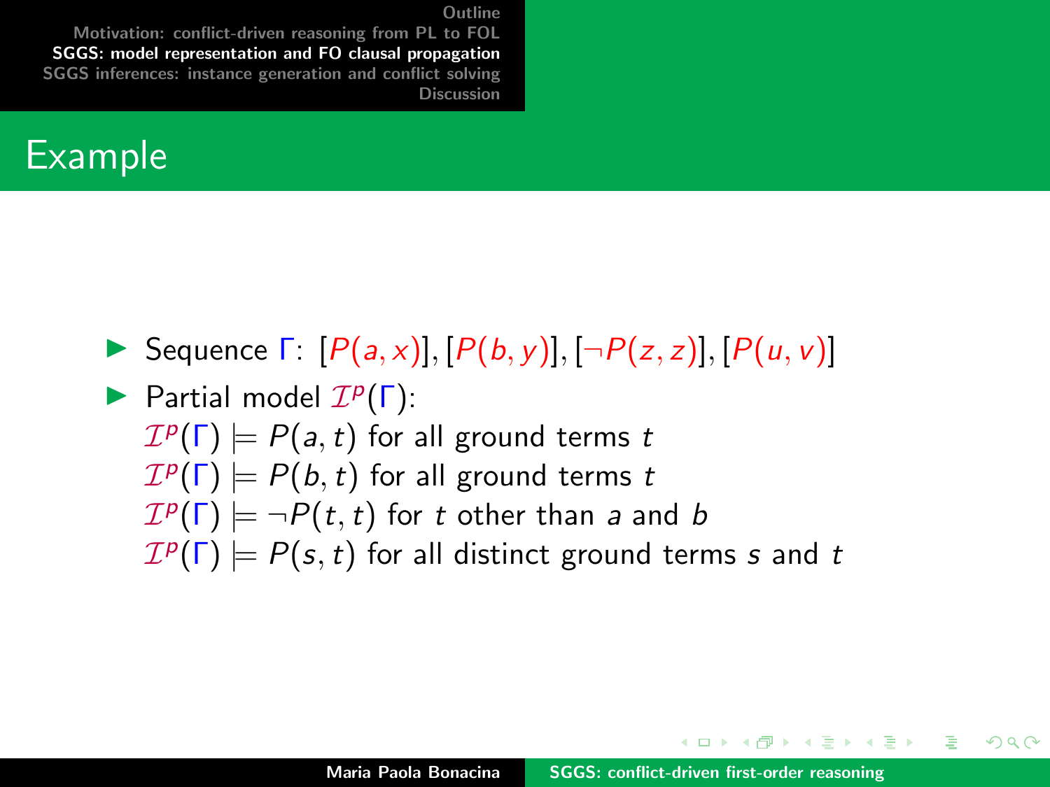## Example

- Sequence $\Gamma$: $[P(a,x)], [P(b,y)], [\neg P(z,z)], [P(u,v)]$
- Partial model $\mathcal{I}^p(\Gamma)$:
  $\mathcal{I}^p(\Gamma) \models P(a,t)$ for all ground terms $t$
  $\mathcal{I}^p(\Gamma) \models P(b,t)$ for all ground terms $t$
  $\mathcal{I}^p(\Gamma) \models \neg P(t,t)$ for $t$ other than $a$ and $b$
  $\mathcal{I}^p(\Gamma) \models P(s,t)$ for all distinct ground terms $s$ and $t$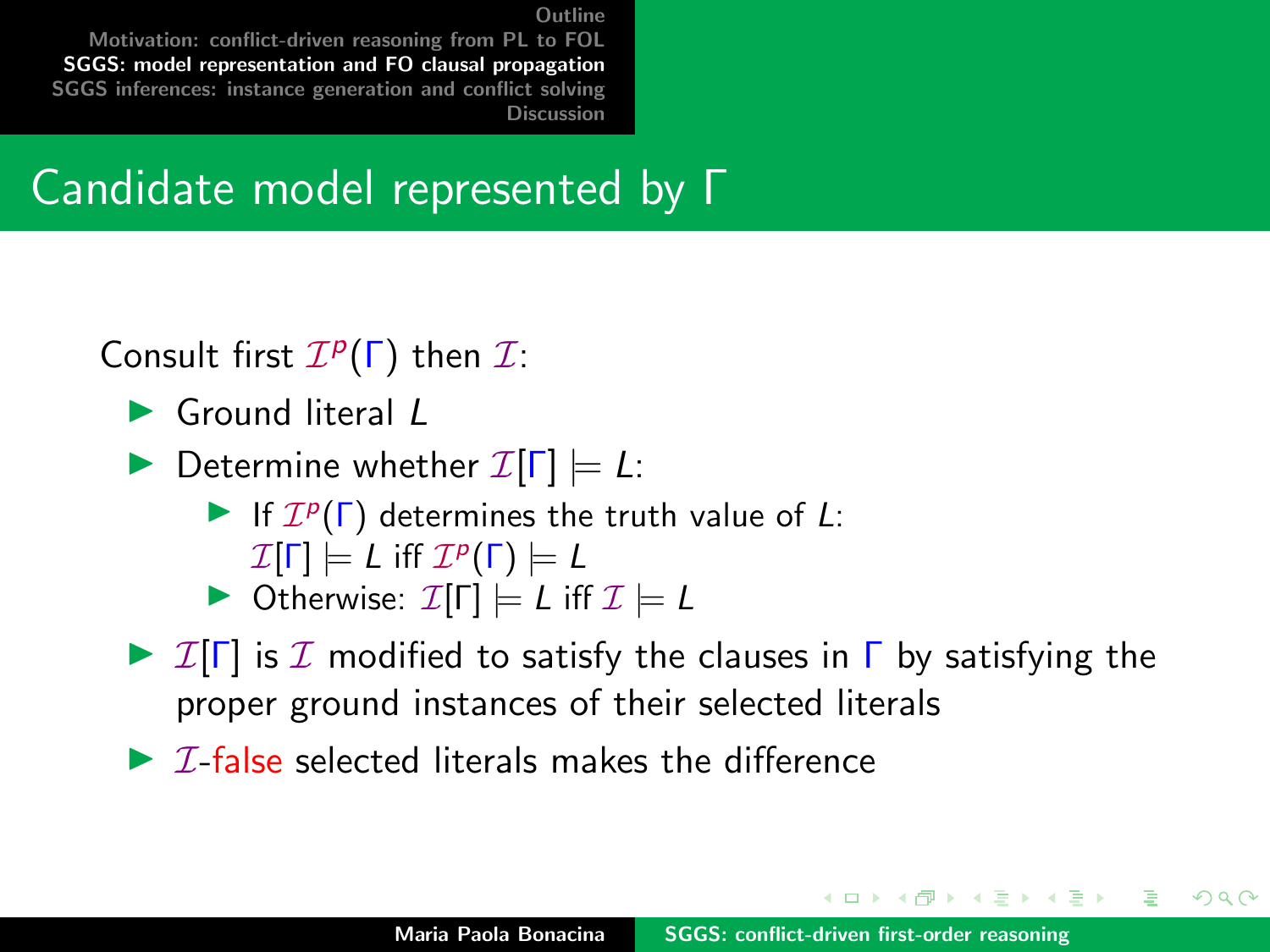# Candidate model represented by $\Gamma$

Consult first $\mathcal{I}^p(\Gamma)$ then $\mathcal{I}$:

- Ground literal $L$
- Determine whether $\mathcal{I}[\Gamma] \models L$:
  - If $\mathcal{I}^p(\Gamma)$ determines the truth value of $L$: $\mathcal{I}[\Gamma] \models L$ iff $\mathcal{I}^p(\Gamma) \models L$
  - Otherwise: $\mathcal{I}[\Gamma] \models L$ iff $\mathcal{I} \models L$
- $\mathcal{I}[\Gamma]$ is $\mathcal{I}$ modified to satisfy the clauses in $\Gamma$ by satisfying the proper ground instances of their selected literals
- $\mathcal{I}$-false selected literals makes the difference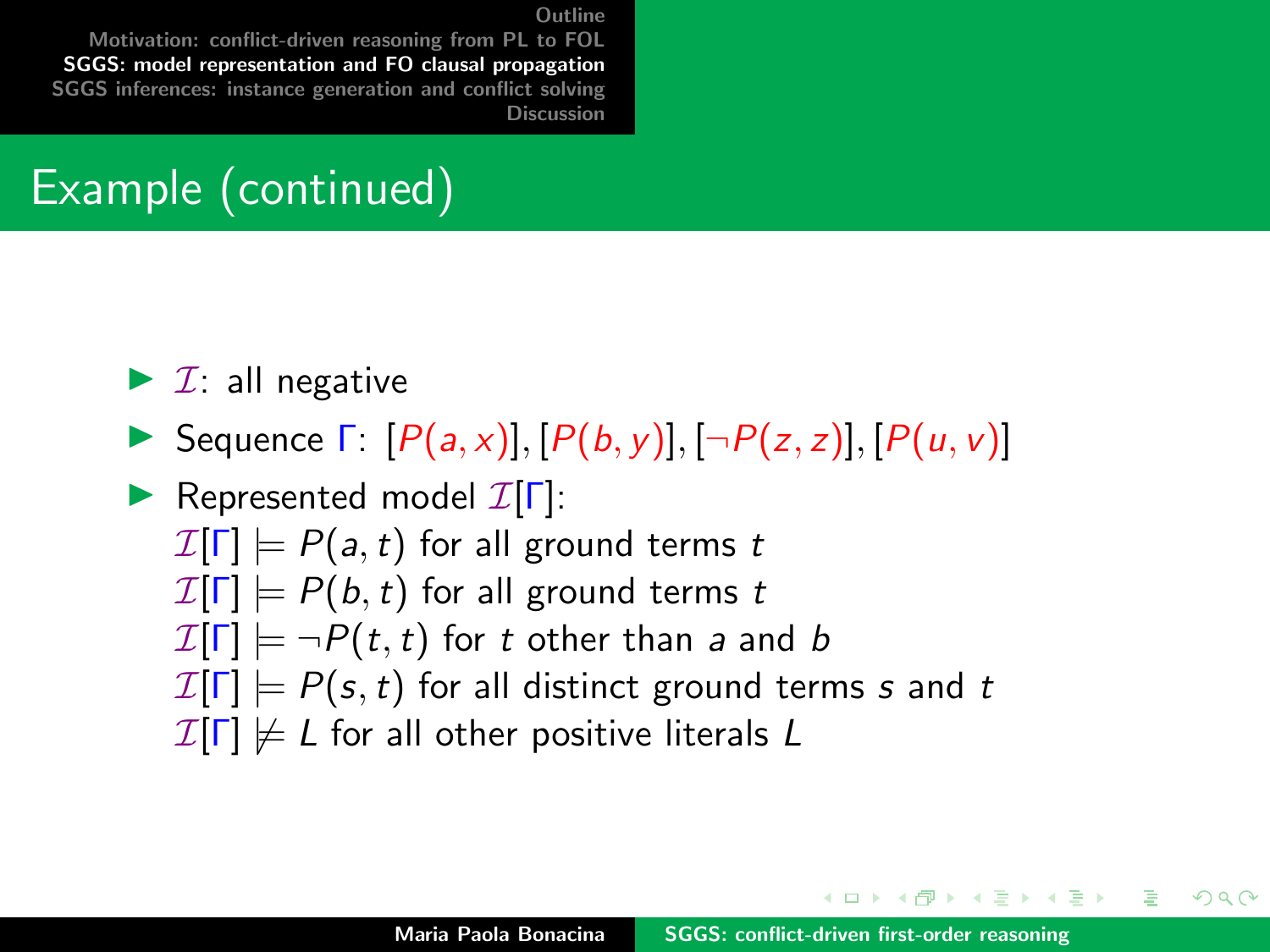# Example (continued)

- $\mathcal{I}$: all negative
- Sequence $\Gamma$: $[P(a,x)], [P(b,y)], [\neg P(z,z)], [P(u,v)]$
- Represented model $\mathcal{I}[\Gamma]$:
  $\mathcal{I}[\Gamma] \models P(a,t)$ for all ground terms $t$
  $\mathcal{I}[\Gamma] \models P(b,t)$ for all ground terms $t$
  $\mathcal{I}[\Gamma] \models \neg P(t,t)$ for $t$ other than $a$ and $b$
  $\mathcal{I}[\Gamma] \models P(s,t)$ for all distinct ground terms $s$ and $t$
  $\mathcal{I}[\Gamma] \not\models L$ for all other positive literals $L$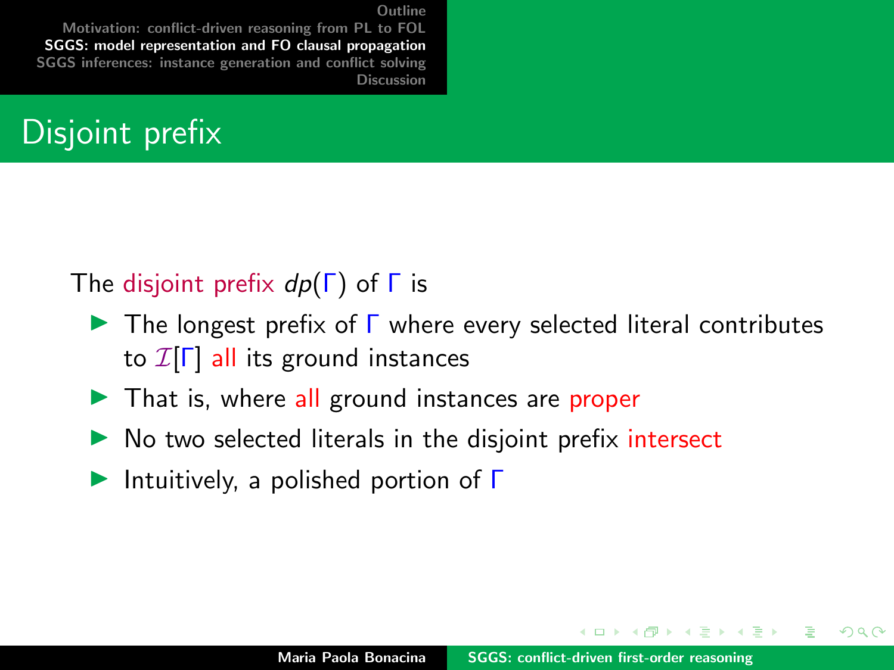# Disjoint prefix

The disjoint prefix $dp(\Gamma)$ of $\Gamma$ is

- The longest prefix of $\Gamma$ where every selected literal contributes to $\mathcal{I}[\Gamma]$ all its ground instances
- That is, where all ground instances are proper
- No two selected literals in the disjoint prefix intersect
- Intuitively, a polished portion of $\Gamma$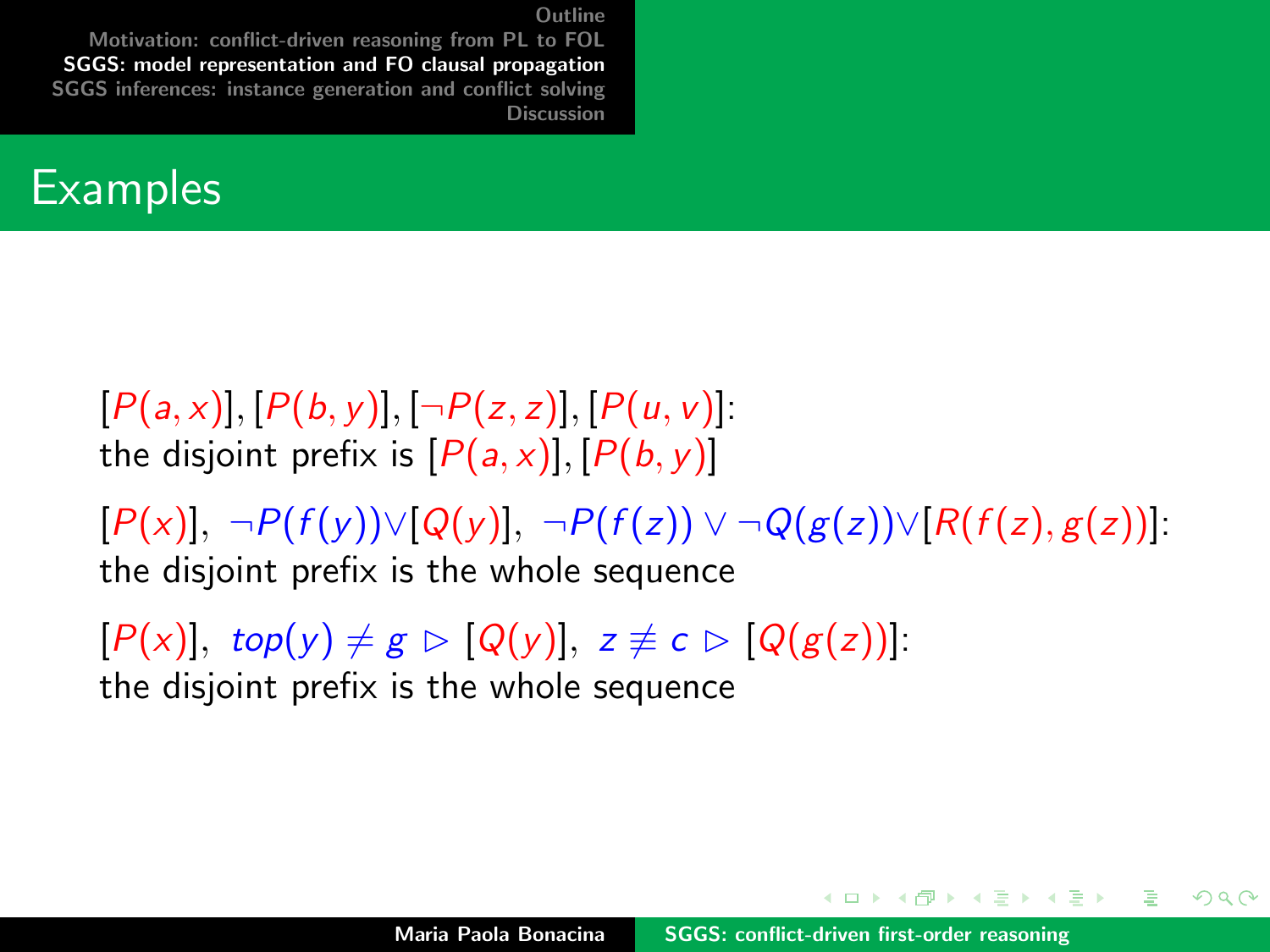## Examples

$[P(a,x)], [P(b,y)], [\neg P(z,z)], [P(u,v)]$:
the disjoint prefix is $[P(a,x)], [P(b,y)]$

$[P(x)],\ \neg P(f(y)) \vee [Q(y)],\ \neg P(f(z)) \vee \neg Q(g(z)) \vee [R(f(z),g(z))]$:
the disjoint prefix is the whole sequence

$[P(x)],\ top(y) \neq g \rhd [Q(y)],\ z \not\equiv c \rhd [Q(g(z))]$:
the disjoint prefix is the whole sequence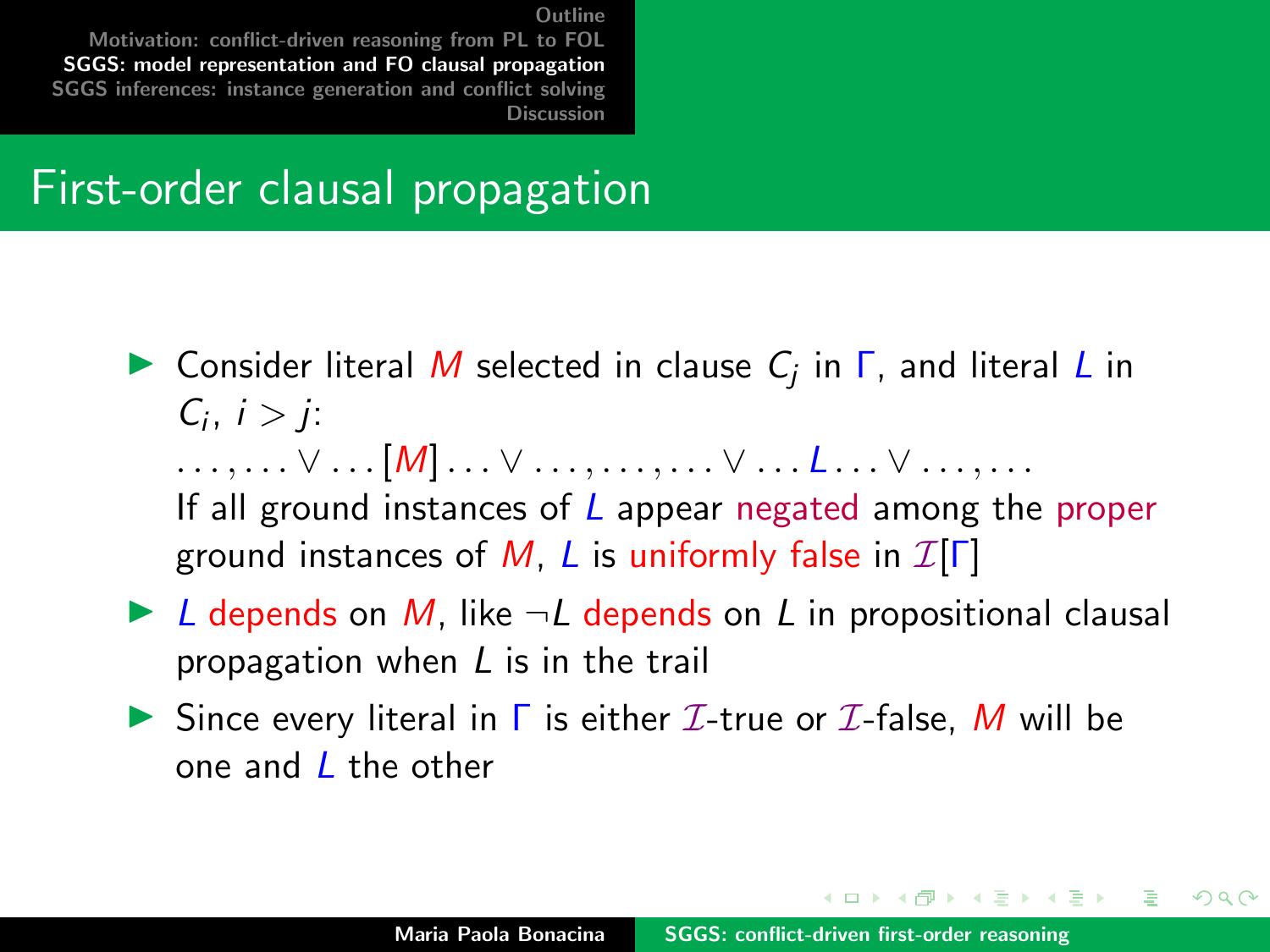# First-order clausal propagation

- Consider literal $M$ selected in clause $C_j$ in $\Gamma$, and literal $L$ in $C_i$, $i > j$:
  $\ldots, \ldots \vee \ldots [M] \ldots \vee \ldots, \ldots, \ldots \vee \ldots L \ldots \vee \ldots, \ldots$
  If all ground instances of $L$ appear negated among the proper ground instances of $M$, $L$ is uniformly false in $\mathcal{I}[\Gamma]$
- $L$ depends on $M$, like $\neg L$ depends on $L$ in propositional clausal propagation when $L$ is in the trail
- Since every literal in $\Gamma$ is either $\mathcal{I}$-true or $\mathcal{I}$-false, $M$ will be one and $L$ the other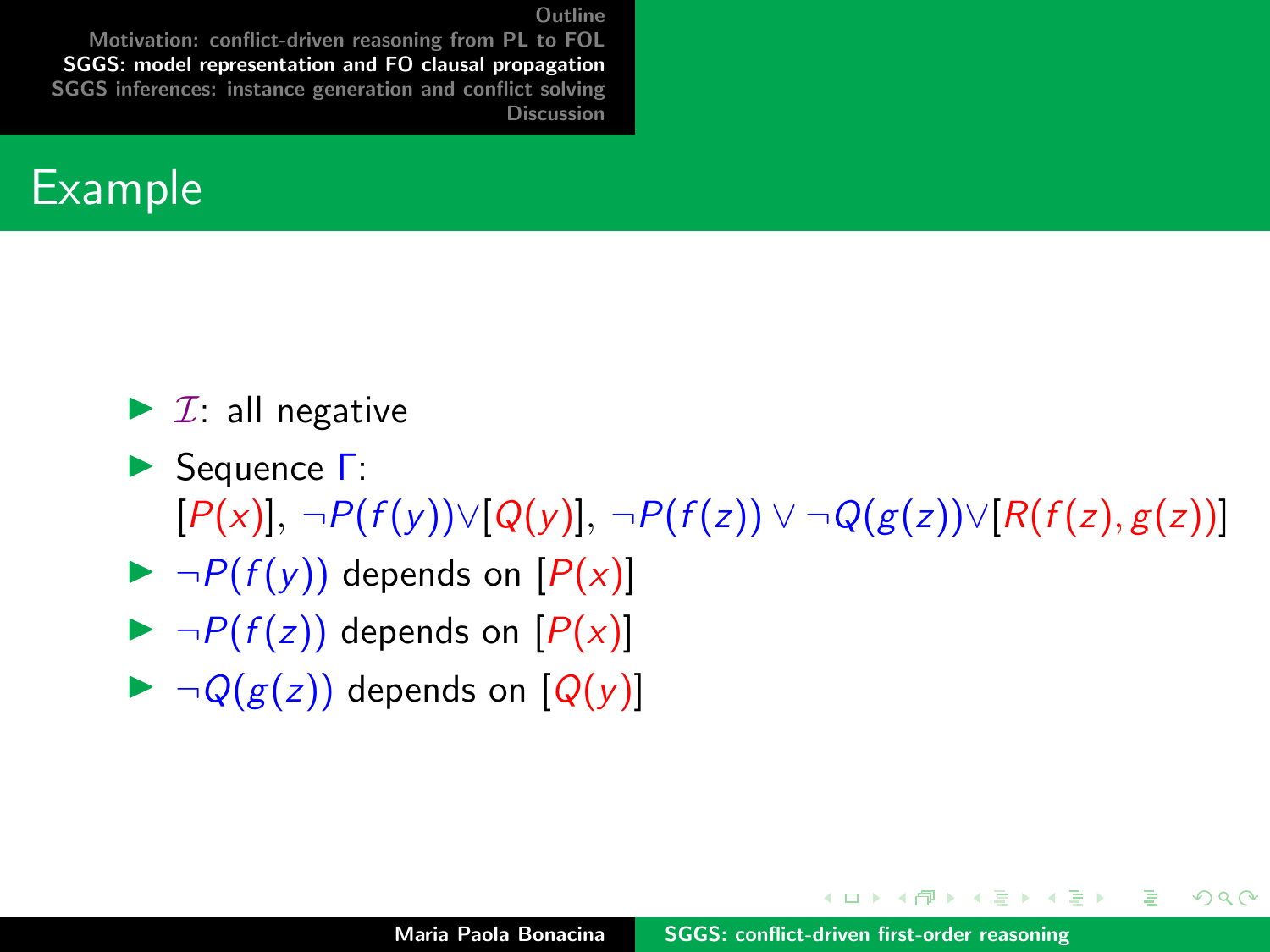## Example

- $\mathcal{I}$: all negative
- Sequence $\Gamma$:
  $[P(x)],\ \neg P(f(y)) \vee [Q(y)],\ \neg P(f(z)) \vee \neg Q(g(z)) \vee [R(f(z), g(z))]$
- $\neg P(f(y))$ depends on $[P(x)]$
- $\neg P(f(z))$ depends on $[P(x)]$
- $\neg Q(g(z))$ depends on $[Q(y)]$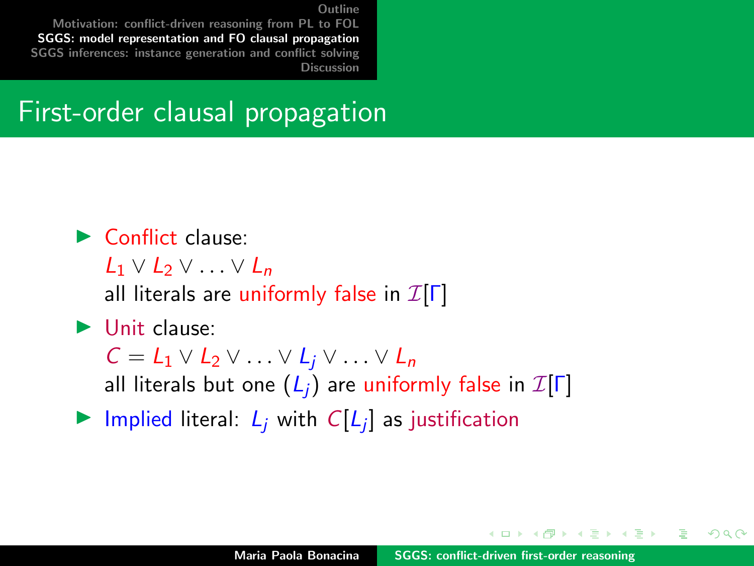## First-order clausal propagation

- Conflict clause:
  $L_1 \vee L_2 \vee \ldots \vee L_n$
  all literals are uniformly false in $\mathcal{I}[\Gamma]$
- Unit clause:
  $C = L_1 \vee L_2 \vee \ldots \vee L_j \vee \ldots \vee L_n$
  all literals but one ($L_j$) are uniformly false in $\mathcal{I}[\Gamma]$
- Implied literal: $L_j$ with $C[L_j]$ as justification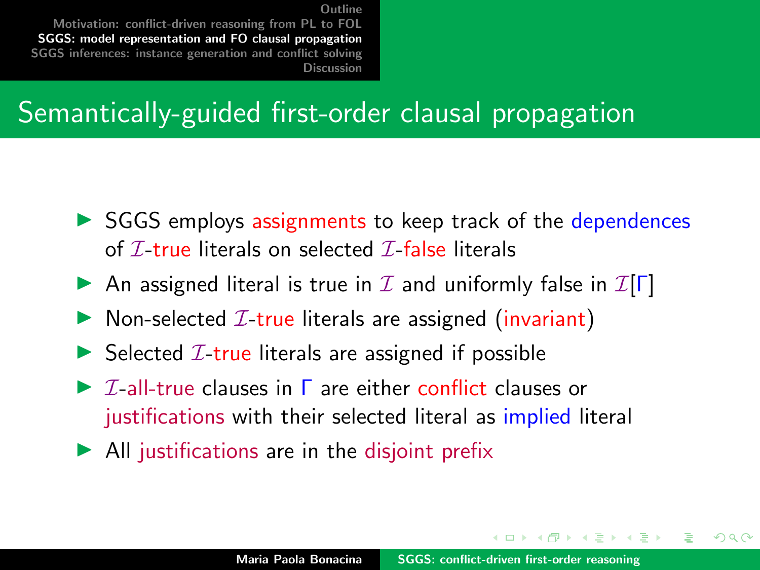# Semantically-guided first-order clausal propagation

- SGGS employs assignments to keep track of the dependences of $\mathcal{I}$-true literals on selected $\mathcal{I}$-false literals
- An assigned literal is true in $\mathcal{I}$ and uniformly false in $\mathcal{I}[\Gamma]$
- Non-selected $\mathcal{I}$-true literals are assigned (invariant)
- Selected $\mathcal{I}$-true literals are assigned if possible
- $\mathcal{I}$-all-true clauses in $\Gamma$ are either conflict clauses or justifications with their selected literal as implied literal
- All justifications are in the disjoint prefix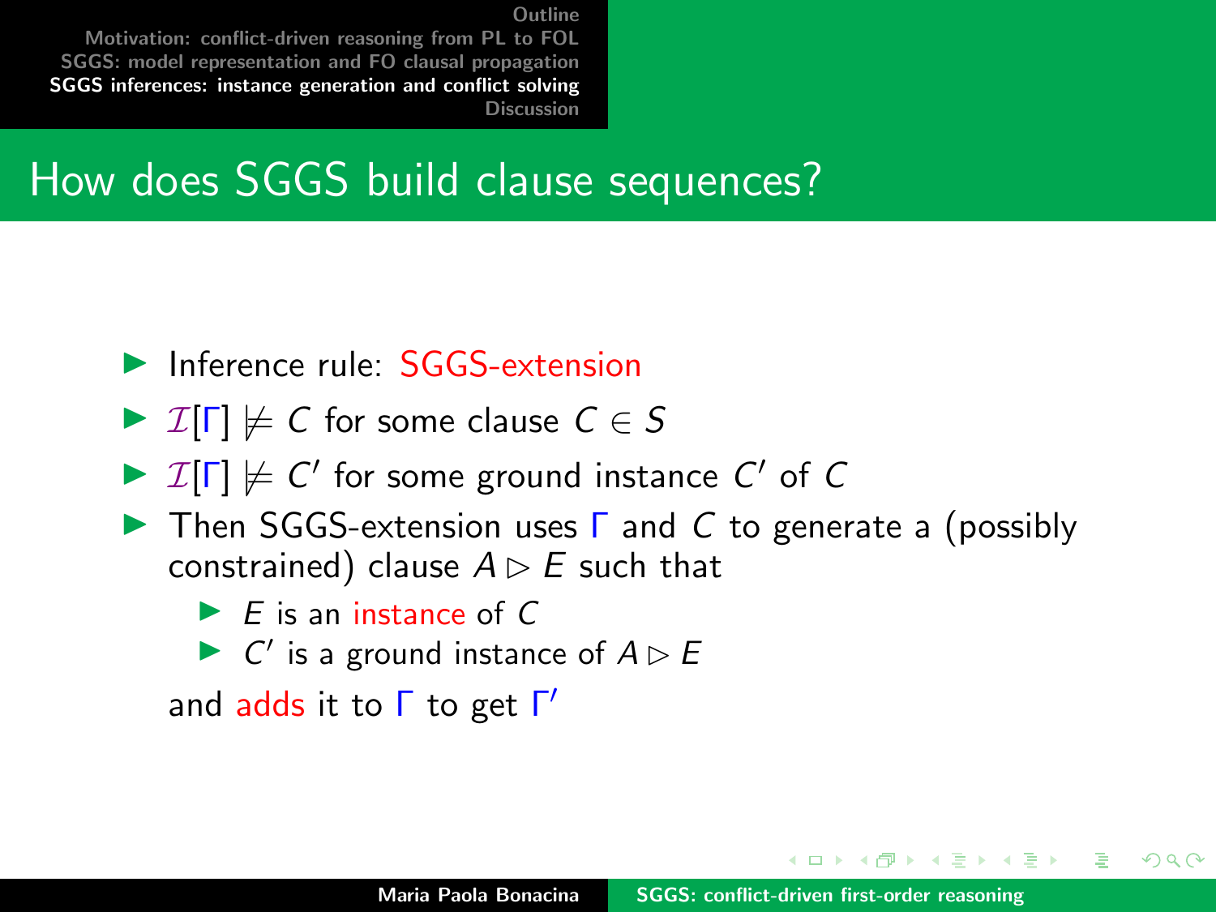# How does SGGS build clause sequences?

- Inference rule: SGGS-extension
- $\mathcal{I}[\Gamma] \not\models C$ for some clause $C \in S$
- $\mathcal{I}[\Gamma] \not\models C'$ for some ground instance $C'$ of $C$
- Then SGGS-extension uses $\Gamma$ and $C$ to generate a (possibly constrained) clause $A \rhd E$ such that
  - $E$ is an instance of $C$
  - $C'$ is a ground instance of $A \rhd E$

  and adds it to $\Gamma$ to get $\Gamma'$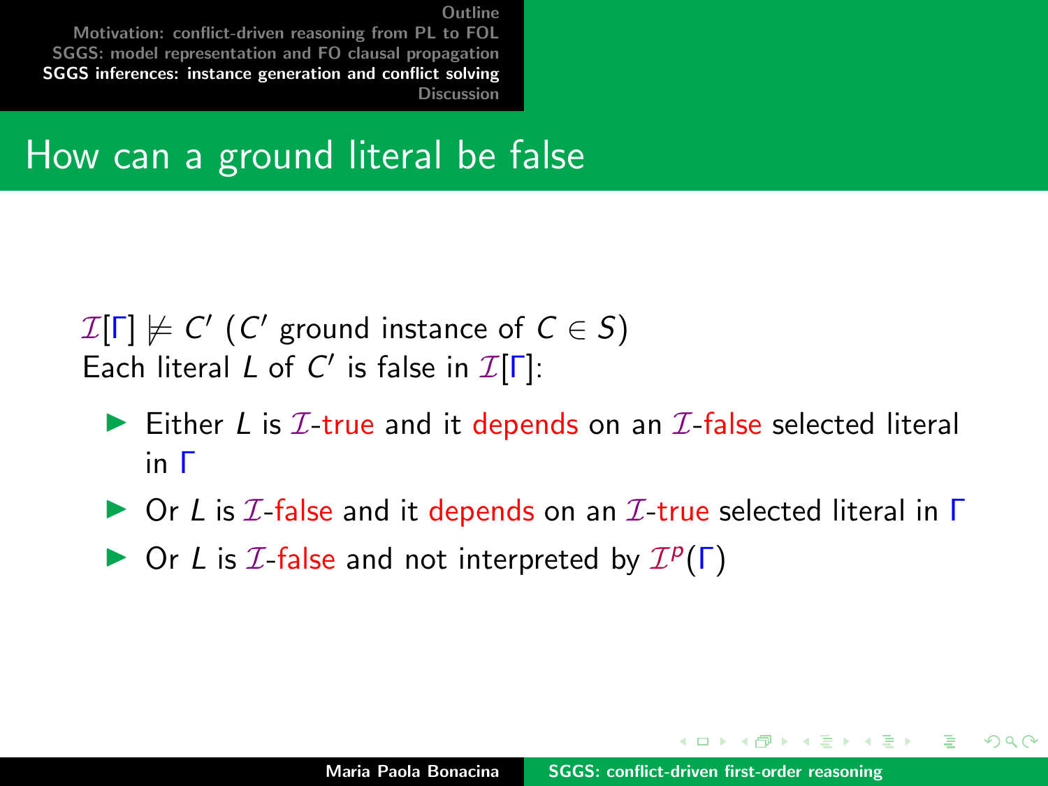## How can a ground literal be false

$\mathcal{I}[\Gamma] \not\models C'$ ($C'$ ground instance of $C \in S$)
Each literal $L$ of $C'$ is false in $\mathcal{I}[\Gamma]$:

- Either $L$ is $\mathcal{I}$-true and it depends on an $\mathcal{I}$-false selected literal in $\Gamma$
- Or $L$ is $\mathcal{I}$-false and it depends on an $\mathcal{I}$-true selected literal in $\Gamma$
- Or $L$ is $\mathcal{I}$-false and not interpreted by $\mathcal{I}^p(\Gamma)$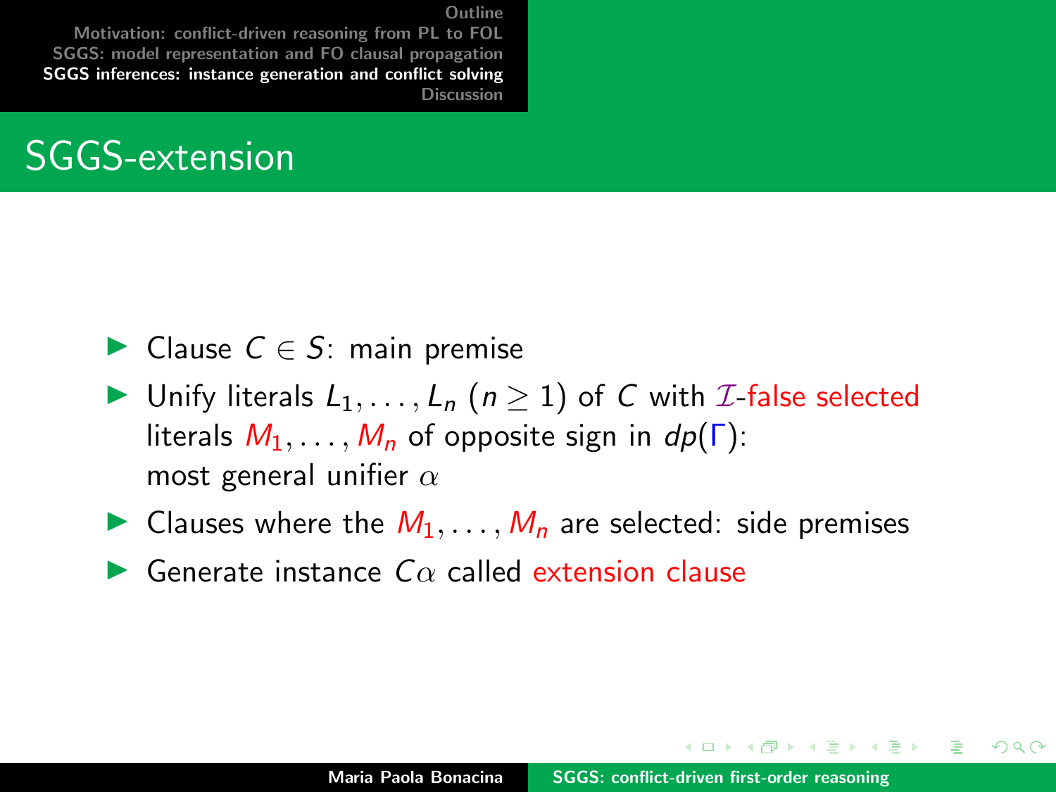# SGGS-extension

- Clause $C \in S$: main premise
- Unify literals $L_1, \ldots, L_n$ ($n \geq 1$) of $C$ with $\mathcal{I}$-false selected literals $M_1, \ldots, M_n$ of opposite sign in $dp(\Gamma)$: most general unifier $\alpha$
- Clauses where the $M_1, \ldots, M_n$ are selected: side premises
- Generate instance $C\alpha$ called extension clause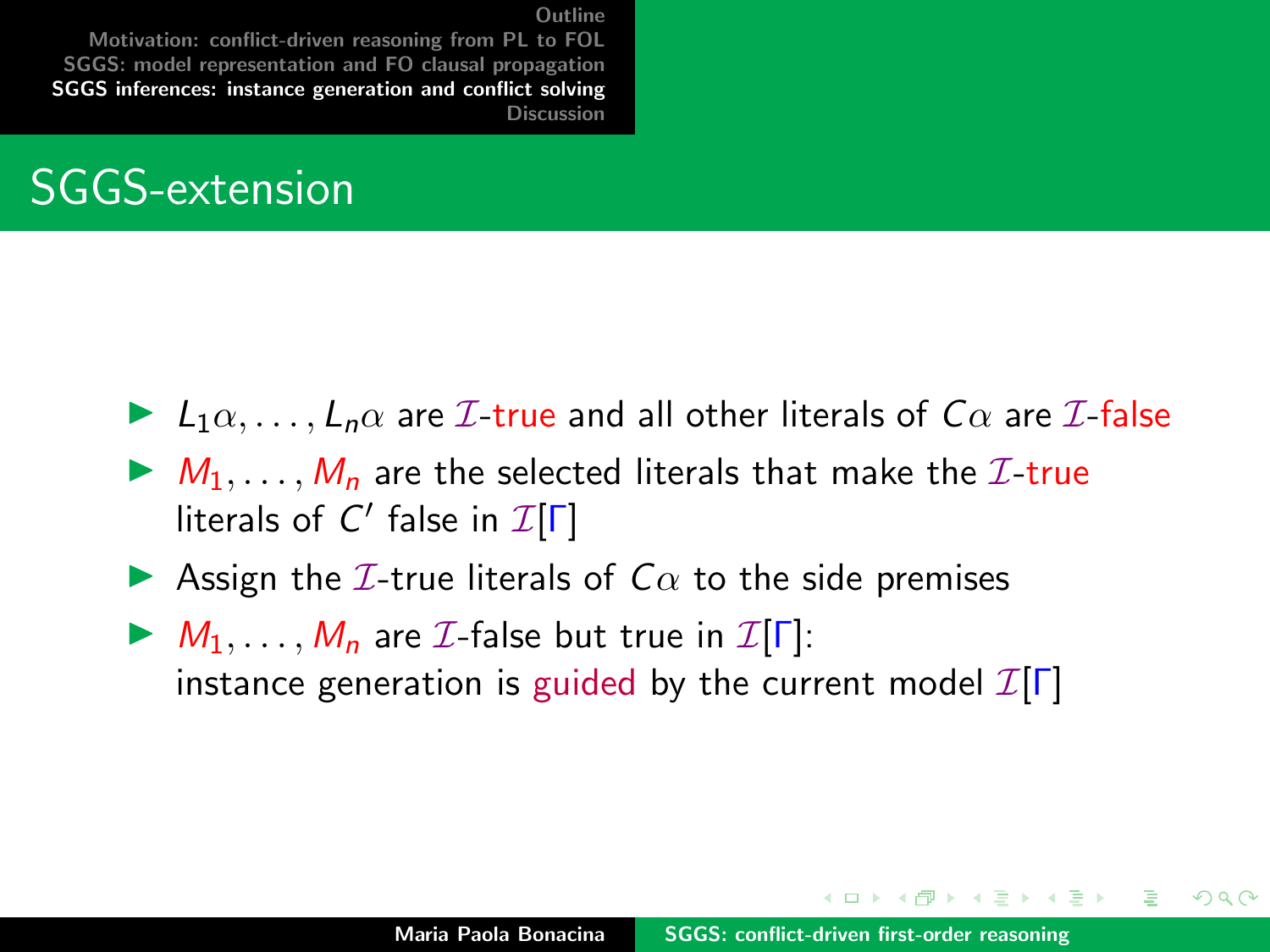## SGGS-extension

- $L_1\alpha, \ldots, L_n\alpha$ are $\mathcal{I}$-true and all other literals of $C\alpha$ are $\mathcal{I}$-false
- $M_1, \ldots, M_n$ are the selected literals that make the $\mathcal{I}$-true literals of $C'$ false in $\mathcal{I}[\Gamma]$
- Assign the $\mathcal{I}$-true literals of $C\alpha$ to the side premises
- $M_1, \ldots, M_n$ are $\mathcal{I}$-false but true in $\mathcal{I}[\Gamma]$: instance generation is guided by the current model $\mathcal{I}[\Gamma]$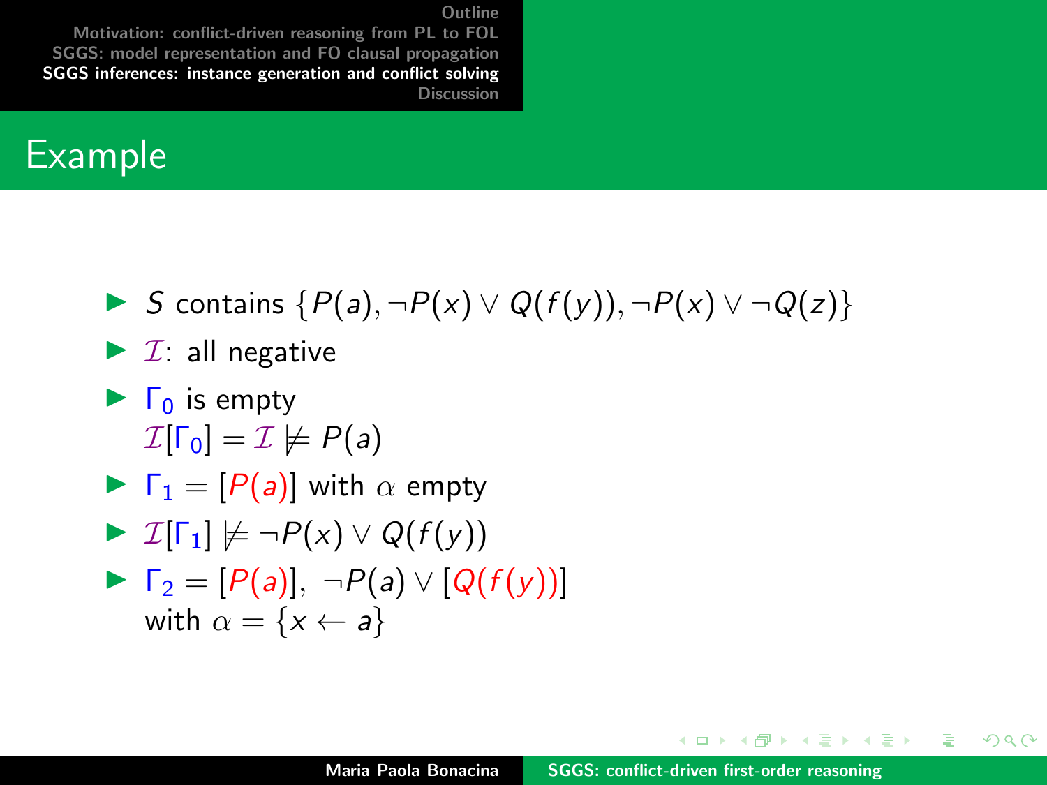# Example

- $S$ contains $\{P(a), \neg P(x) \vee Q(f(y)), \neg P(x) \vee \neg Q(z)\}$
- $\mathcal{I}$: all negative
- $\Gamma_0$ is empty
  $\mathcal{I}[\Gamma_0] = \mathcal{I} \not\models P(a)$
- $\Gamma_1 = [P(a)]$ with $\alpha$ empty
- $\mathcal{I}[\Gamma_1] \not\models \neg P(x) \vee Q(f(y))$
- $\Gamma_2 = [P(a)],\ \neg P(a) \vee [Q(f(y))]$
  with $\alpha = \{x \leftarrow a\}$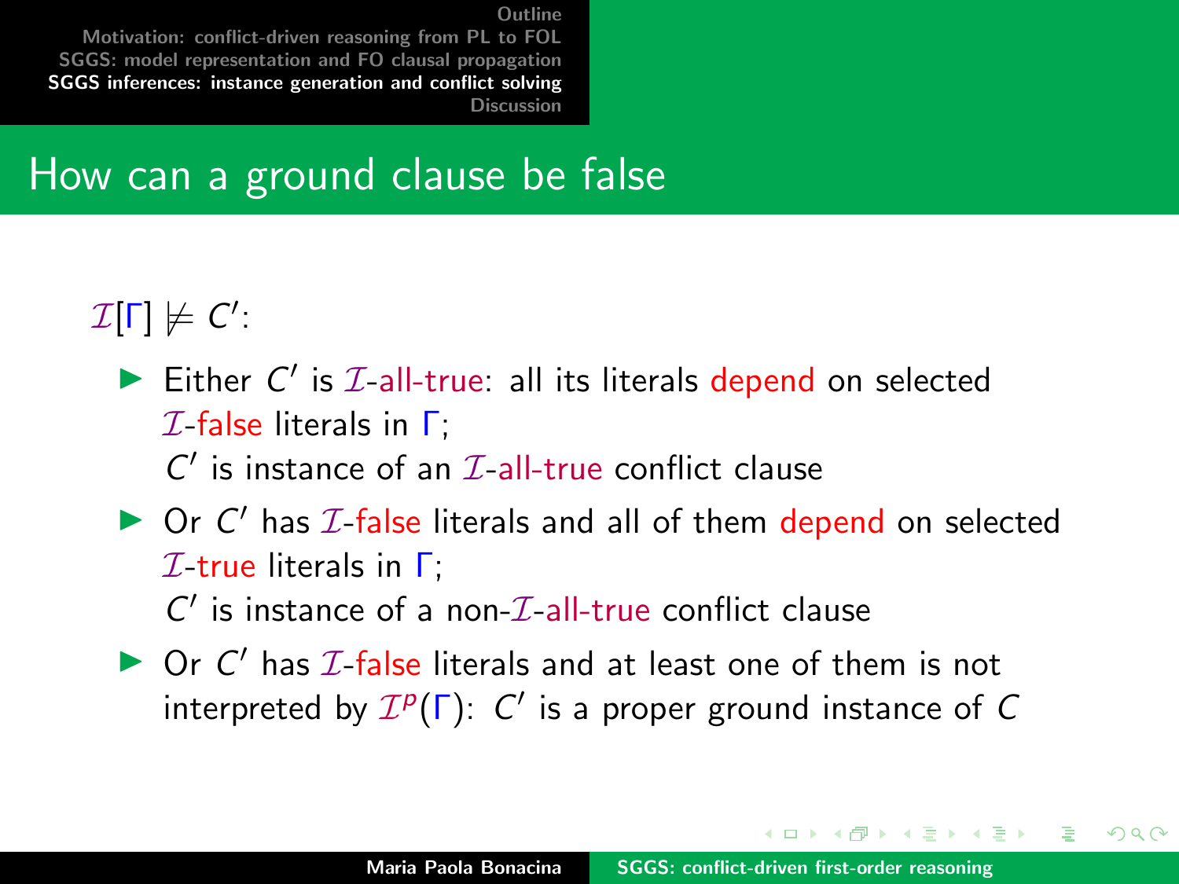## How can a ground clause be false

$\mathcal{I}[\Gamma] \not\models C'$:

- Either $C'$ is $\mathcal{I}$-all-true: all its literals depend on selected $\mathcal{I}$-false literals in $\Gamma$;
  $C'$ is instance of an $\mathcal{I}$-all-true conflict clause
- Or $C'$ has $\mathcal{I}$-false literals and all of them depend on selected $\mathcal{I}$-true literals in $\Gamma$;
  $C'$ is instance of a non-$\mathcal{I}$-all-true conflict clause
- Or $C'$ has $\mathcal{I}$-false literals and at least one of them is not interpreted by $\mathcal{I}^p(\Gamma)$: $C'$ is a proper ground instance of $C$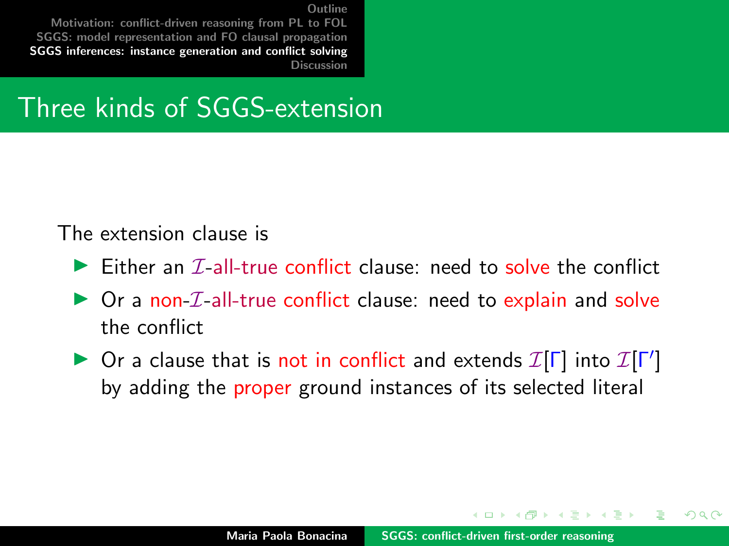# Three kinds of SGGS-extension

The extension clause is

- Either an $\mathcal{I}$-all-true conflict clause: need to solve the conflict
- Or a non-$\mathcal{I}$-all-true conflict clause: need to explain and solve the conflict
- Or a clause that is not in conflict and extends $\mathcal{I}[\Gamma]$ into $\mathcal{I}[\Gamma']$ by adding the proper ground instances of its selected literal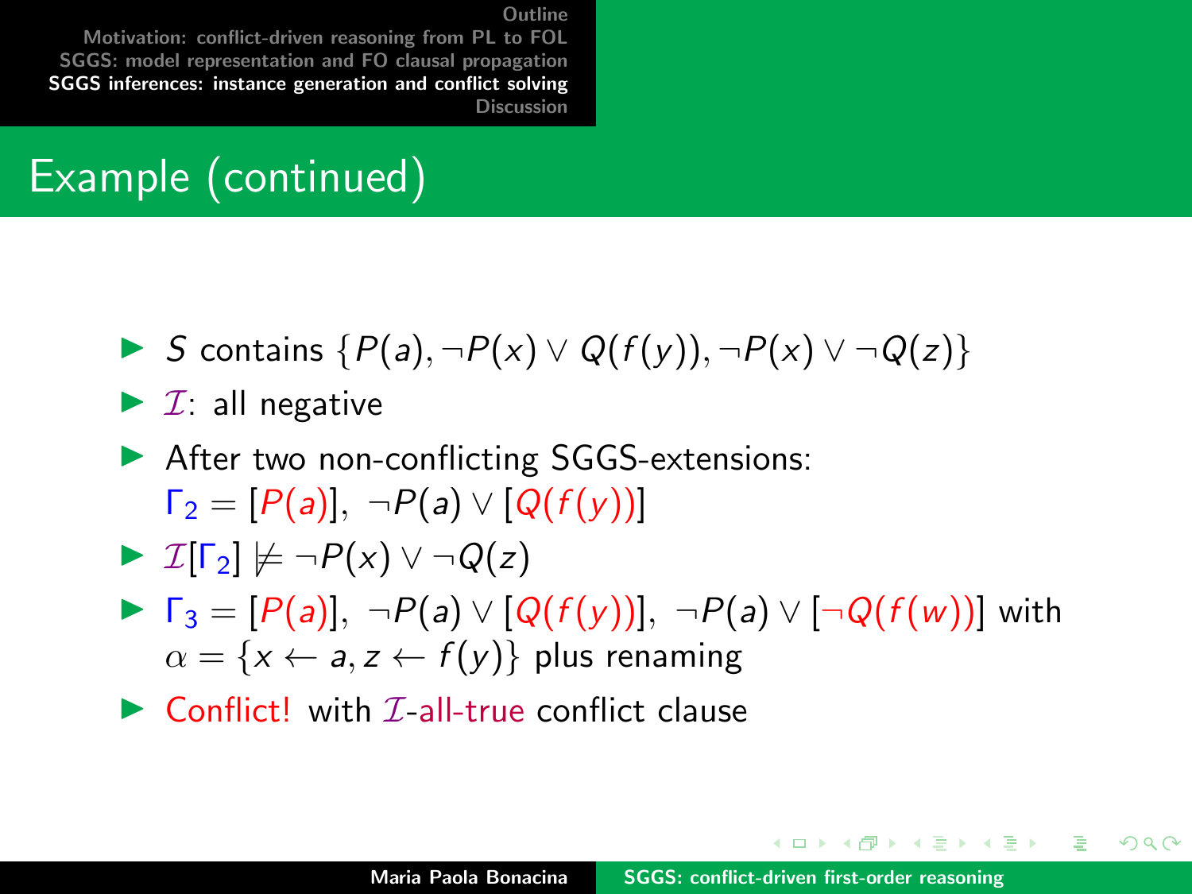## Example (continued)

- $S$ contains $\{P(a), \neg P(x) \vee Q(f(y)), \neg P(x) \vee \neg Q(z)\}$
- $\mathcal{I}$: all negative
- After two non-conflicting SGGS-extensions: $\Gamma_2 = [P(a)],\ \neg P(a) \vee [Q(f(y))]$
- $\mathcal{I}[\Gamma_2] \not\models \neg P(x) \vee \neg Q(z)$
- $\Gamma_3 = [P(a)],\ \neg P(a) \vee [Q(f(y))],\ \neg P(a) \vee [\neg Q(f(w))]$ with $\alpha = \{x \leftarrow a, z \leftarrow f(y)\}$ plus renaming
- Conflict! with $\mathcal{I}$-all-true conflict clause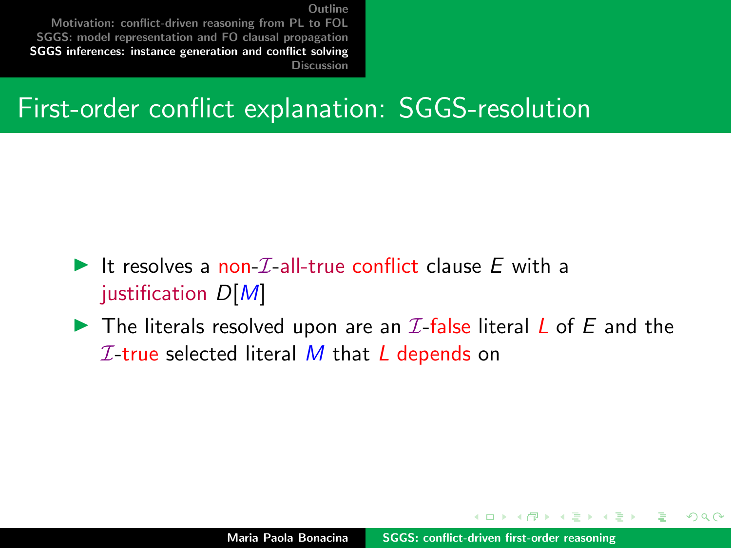# First-order conflict explanation: SGGS-resolution

- It resolves a non-$\mathcal{I}$-all-true conflict clause $E$ with a justification $D[M]$
- The literals resolved upon are an $\mathcal{I}$-false literal $L$ of $E$ and the $\mathcal{I}$-true selected literal $M$ that $L$ depends on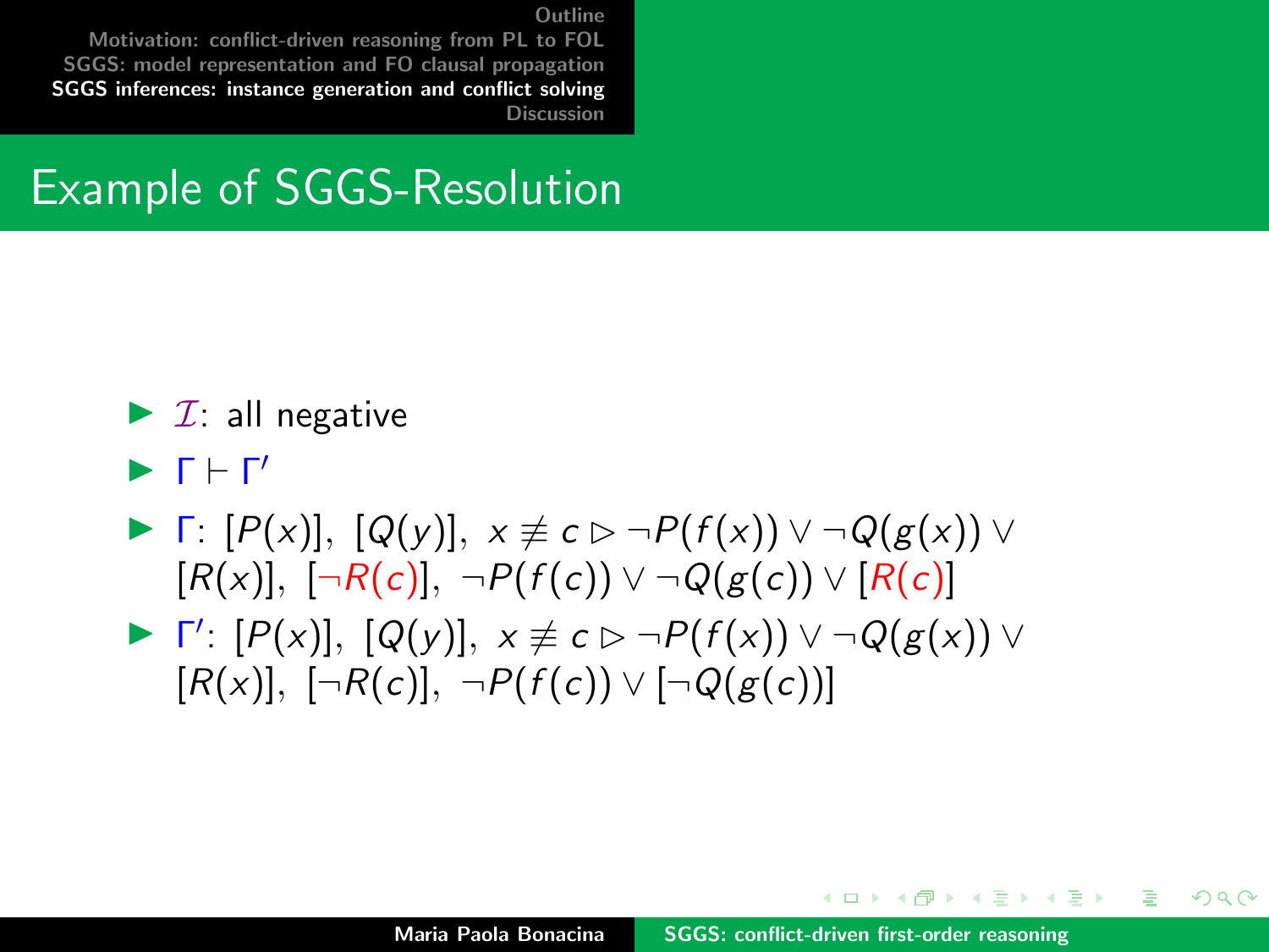## Example of SGGS-Resolution

- $\mathcal{I}$: all negative
- $\Gamma \vdash \Gamma'$
- $\Gamma$: $[P(x)]$, $[Q(y)]$, $x \not\equiv c \rhd \neg P(f(x)) \vee \neg Q(g(x)) \vee [R(x)]$, $[\neg R(c)]$, $\neg P(f(c)) \vee \neg Q(g(c)) \vee [R(c)]$
- $\Gamma'$: $[P(x)]$, $[Q(y)]$, $x \not\equiv c \rhd \neg P(f(x)) \vee \neg Q(g(x)) \vee [R(x)]$, $[\neg R(c)]$, $\neg P(f(c)) \vee [\neg Q(g(c))]$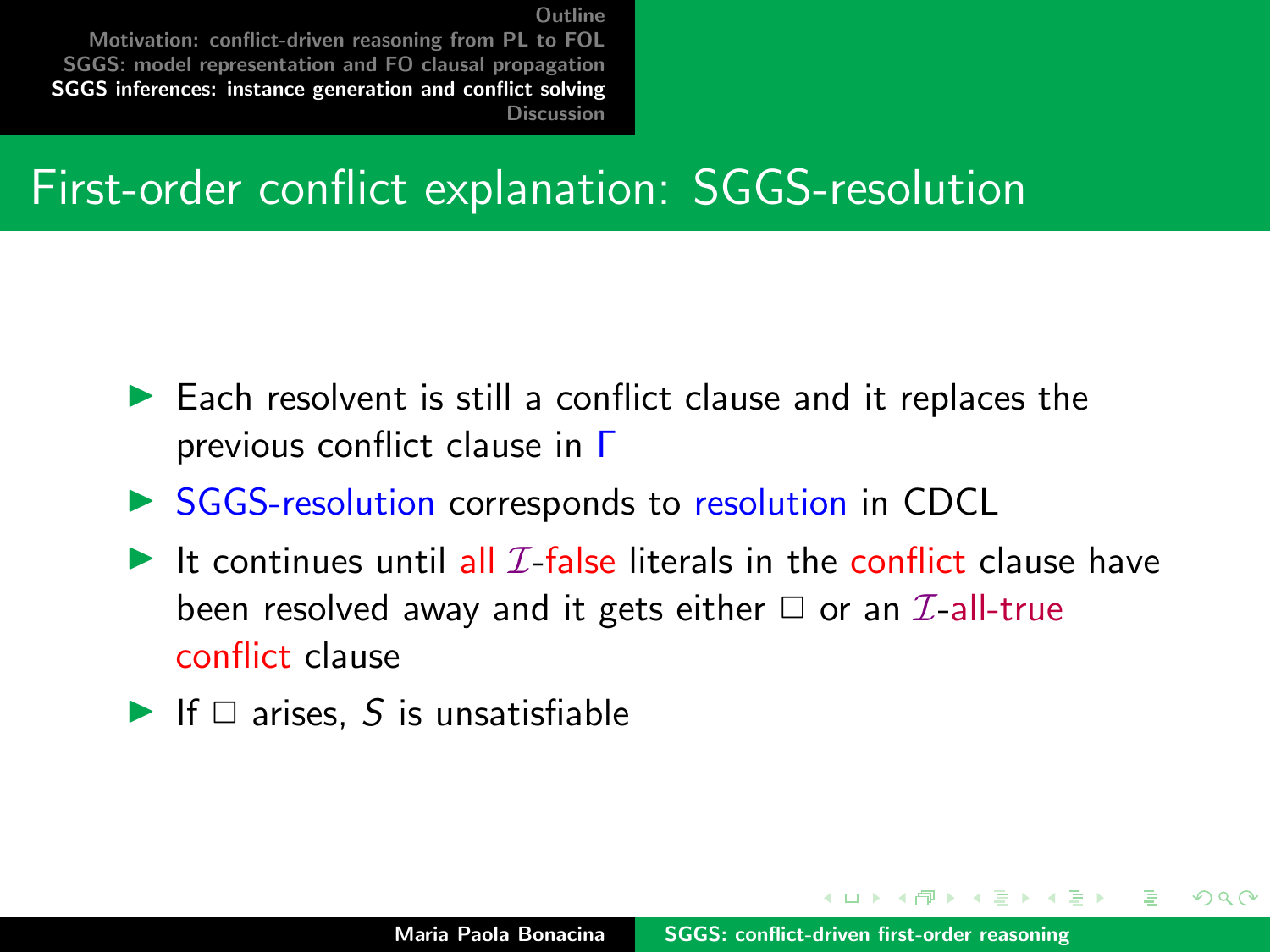# First-order conflict explanation: SGGS-resolution

- Each resolvent is still a conflict clause and it replaces the previous conflict clause in $\Gamma$
- SGGS-resolution corresponds to resolution in CDCL
- It continues until all $\mathcal{I}$-false literals in the conflict clause have been resolved away and it gets either $\Box$ or an $\mathcal{I}$-all-true conflict clause
- If $\Box$ arises, $S$ is unsatisfiable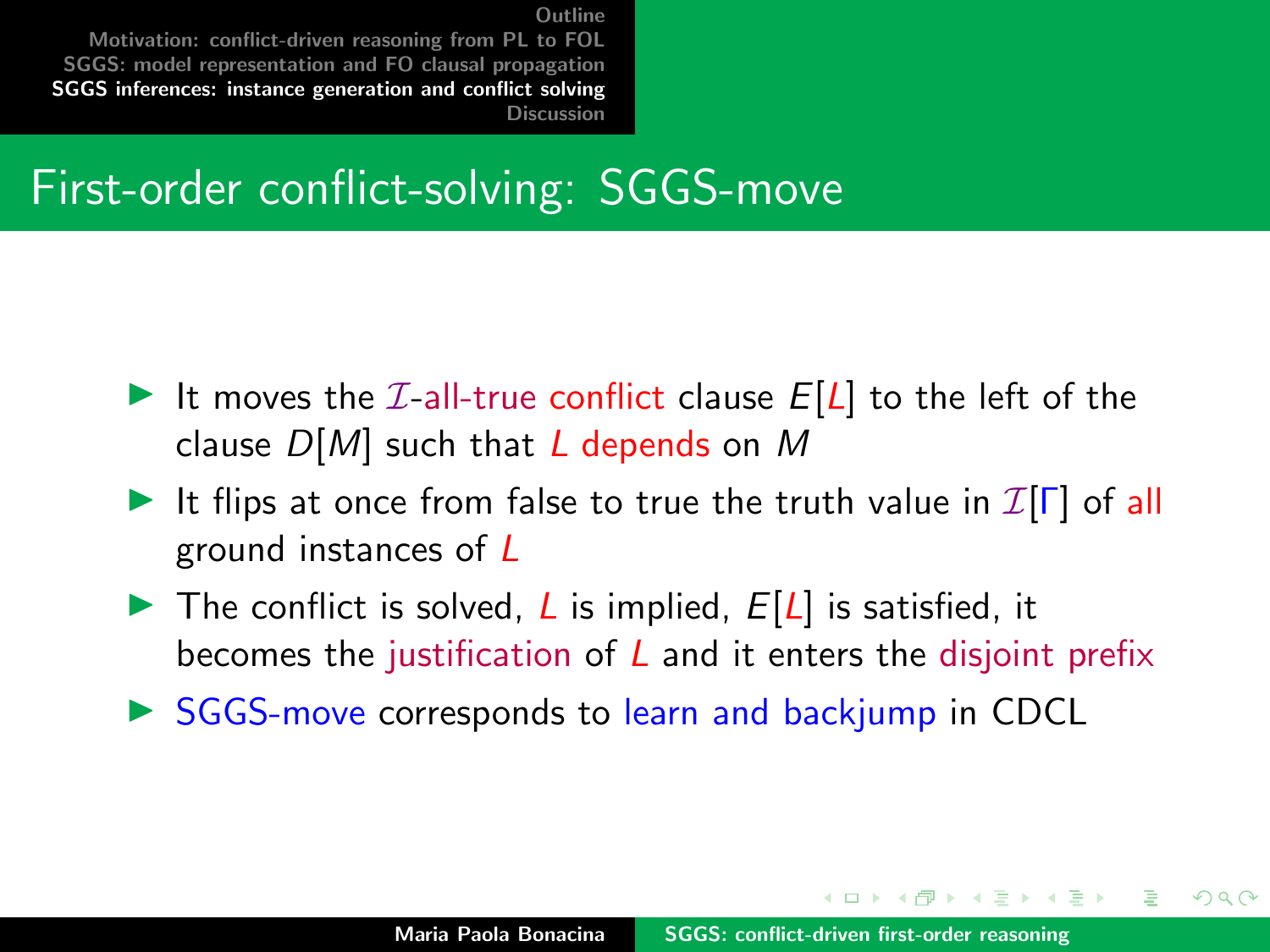# First-order conflict-solving: SGGS-move

- It moves the $\mathcal{I}$-all-true conflict clause $E[L]$ to the left of the clause $D[M]$ such that $L$ depends on $M$
- It flips at once from false to true the truth value in $\mathcal{I}[\Gamma]$ of all ground instances of $L$
- The conflict is solved, $L$ is implied, $E[L]$ is satisfied, it becomes the justification of $L$ and it enters the disjoint prefix
- SGGS-move corresponds to learn and backjump in CDCL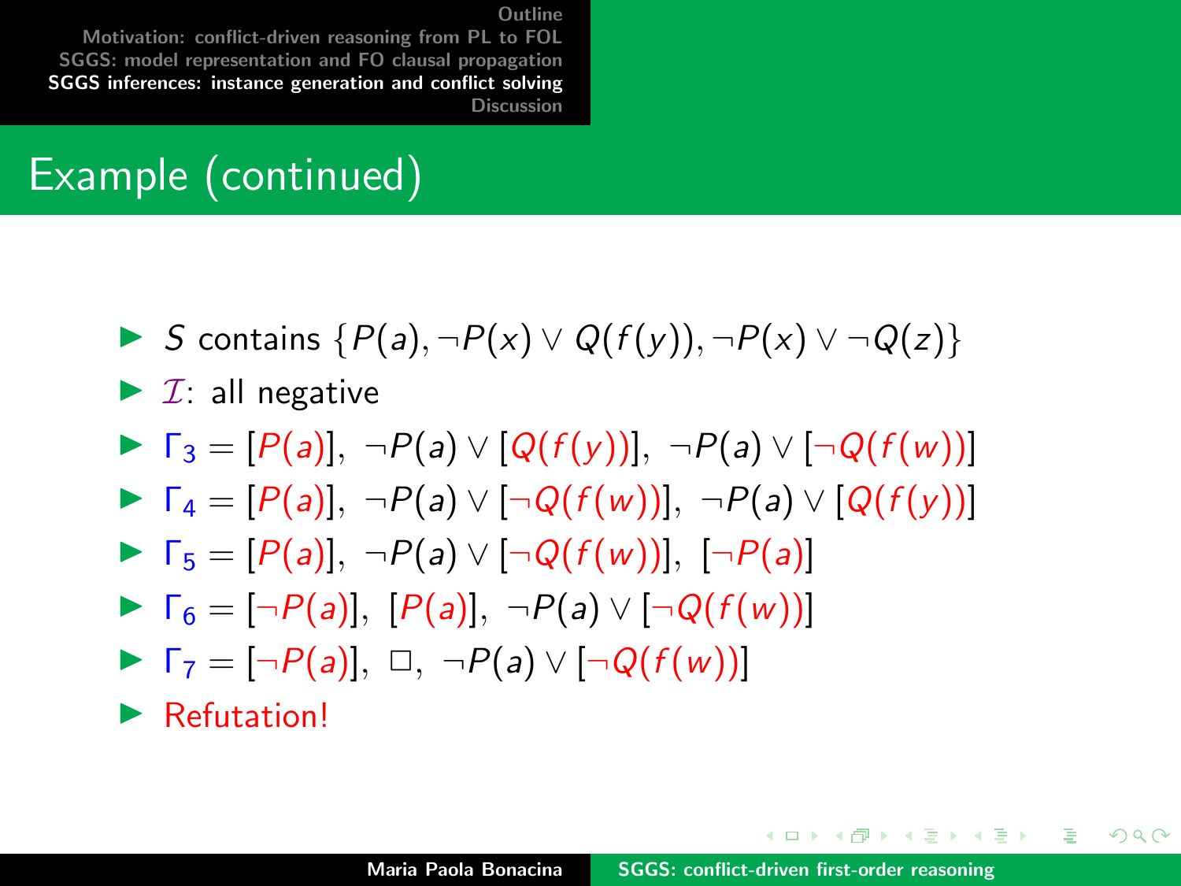# Example (continued)

- $S$ contains $\{P(a), \neg P(x) \vee Q(f(y)), \neg P(x) \vee \neg Q(z)\}$
- $\mathcal{I}$: all negative
- $\Gamma_3 = [P(a)],\ \neg P(a) \vee [Q(f(y))],\ \neg P(a) \vee [\neg Q(f(w))]$
- $\Gamma_4 = [P(a)],\ \neg P(a) \vee [\neg Q(f(w))],\ \neg P(a) \vee [Q(f(y))]$
- $\Gamma_5 = [P(a)],\ \neg P(a) \vee [\neg Q(f(w))],\ [\neg P(a)]$
- $\Gamma_6 = [\neg P(a)],\ [P(a)],\ \neg P(a) \vee [\neg Q(f(w))]$
- $\Gamma_7 = [\neg P(a)],\ \square,\ \neg P(a) \vee [\neg Q(f(w))]$
- Refutation!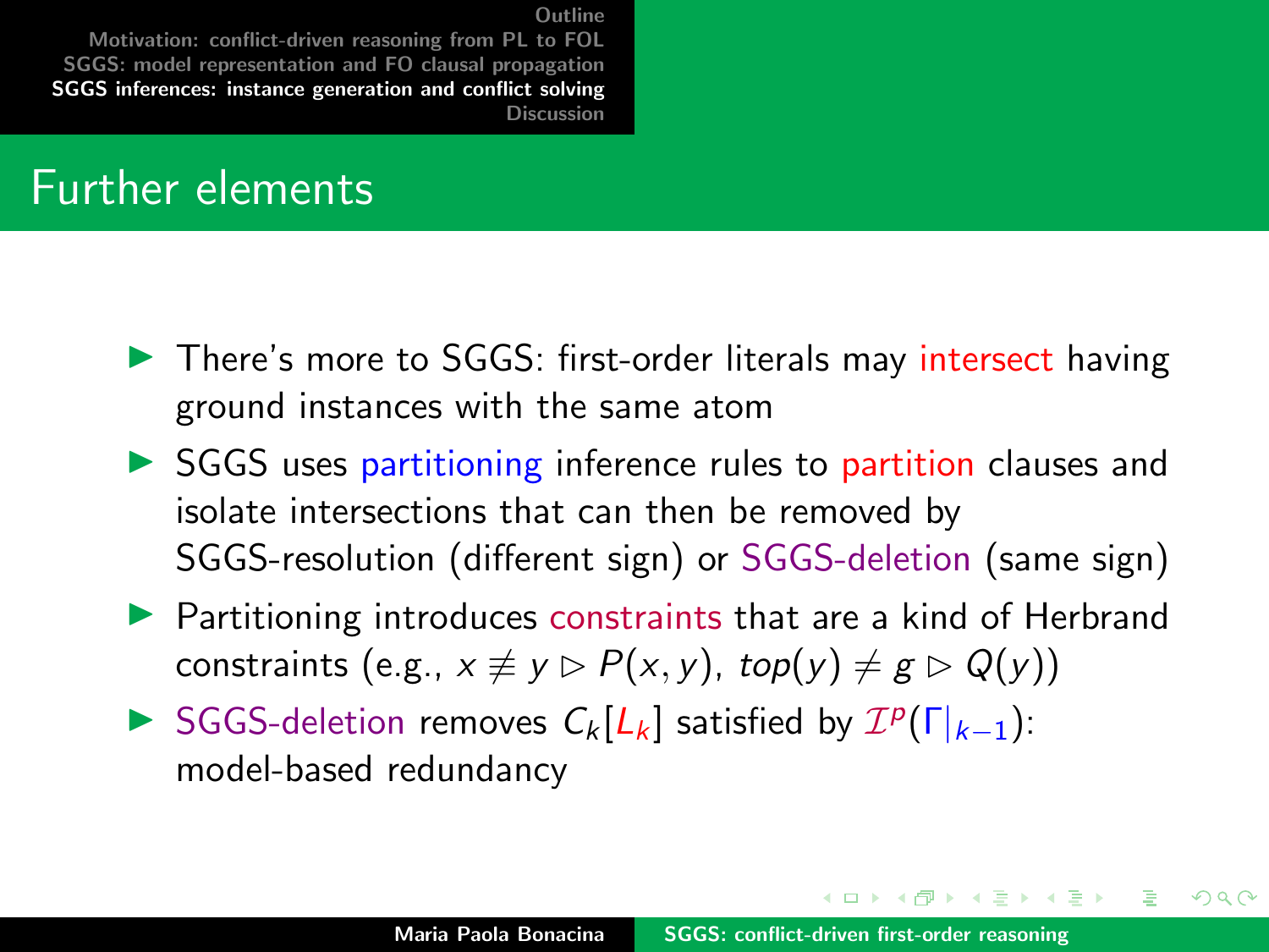## Further elements

- There's more to SGGS: first-order literals may intersect having ground instances with the same atom
- SGGS uses partitioning inference rules to partition clauses and isolate intersections that can then be removed by SGGS-resolution (different sign) or SGGS-deletion (same sign)
- Partitioning introduces constraints that are a kind of Herbrand constraints (e.g., $x \not\equiv y \rhd P(x, y)$, $top(y) \neq g \rhd Q(y)$)
- SGGS-deletion removes $C_k[L_k]$ satisfied by $\mathcal{I}^p(\Gamma|_{k-1})$: model-based redundancy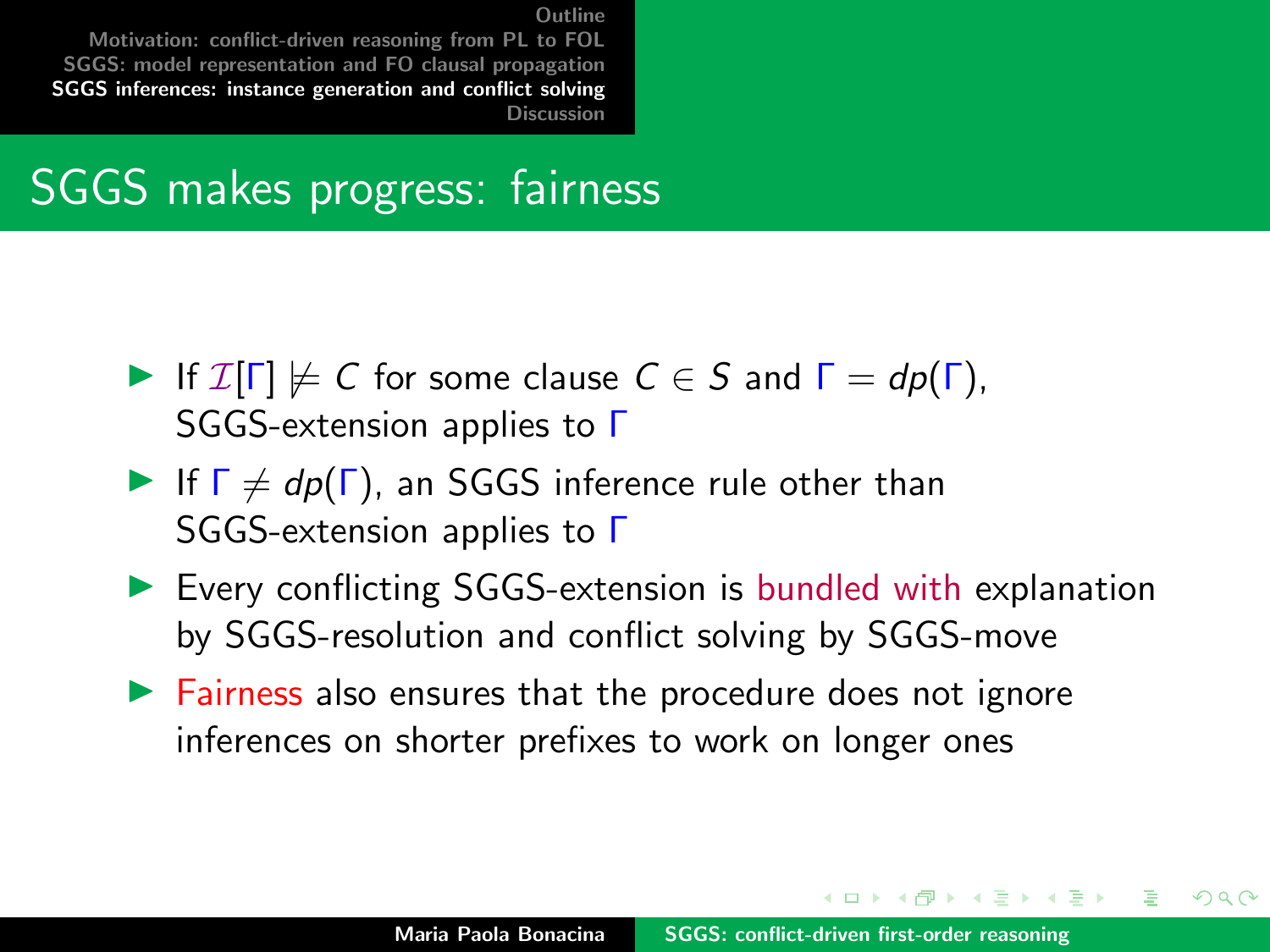## SGGS makes progress: fairness

- If $\mathcal{I}[\Gamma] \not\models C$ for some clause $C \in S$ and $\Gamma = dp(\Gamma)$, SGGS-extension applies to $\Gamma$
- If $\Gamma \neq dp(\Gamma)$, an SGGS inference rule other than SGGS-extension applies to $\Gamma$
- Every conflicting SGGS-extension is bundled with explanation by SGGS-resolution and conflict solving by SGGS-move
- Fairness also ensures that the procedure does not ignore inferences on shorter prefixes to work on longer ones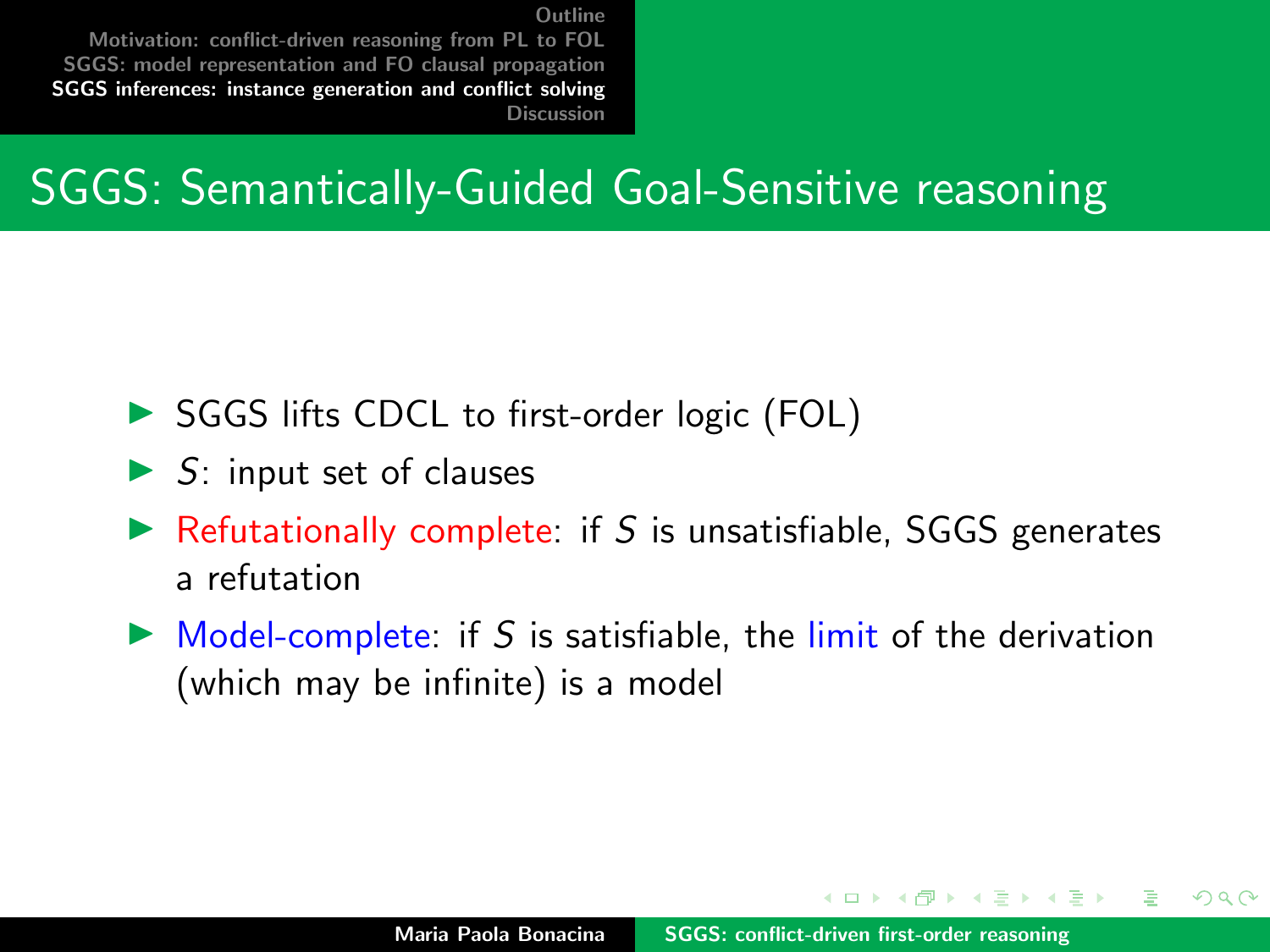# SGGS: Semantically-Guided Goal-Sensitive reasoning

- SGGS lifts CDCL to first-order logic (FOL)
- $S$: input set of clauses
- Refutationally complete: if $S$ is unsatisfiable, SGGS generates a refutation
- Model-complete: if $S$ is satisfiable, the limit of the derivation (which may be infinite) is a model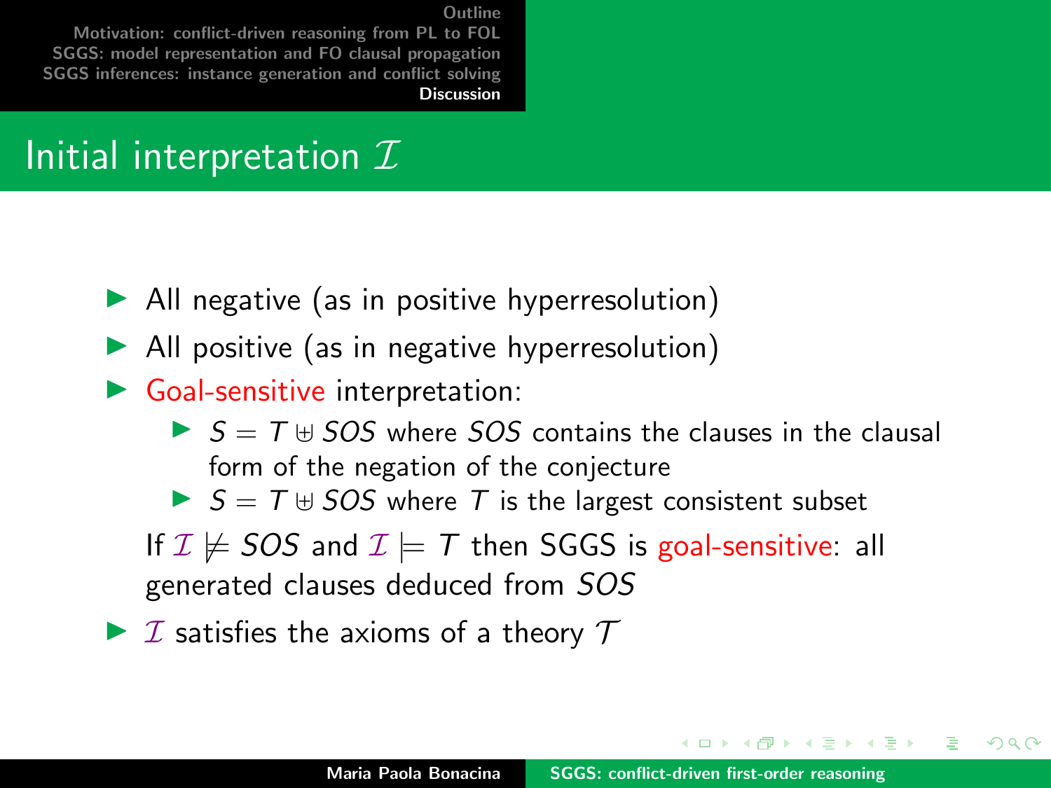# Initial interpretation $\mathcal{I}$

- All negative (as in positive hyperresolution)
- All positive (as in negative hyperresolution)
- Goal-sensitive interpretation:
  - $S = T \uplus SOS$ where $SOS$ contains the clauses in the clausal form of the negation of the conjecture
  - $S = T \uplus SOS$ where $T$ is the largest consistent subset

  If $\mathcal{I} \not\models SOS$ and $\mathcal{I} \models T$ then SGGS is goal-sensitive: all generated clauses deduced from $SOS$
- $\mathcal{I}$ satisfies the axioms of a theory $\mathcal{T}$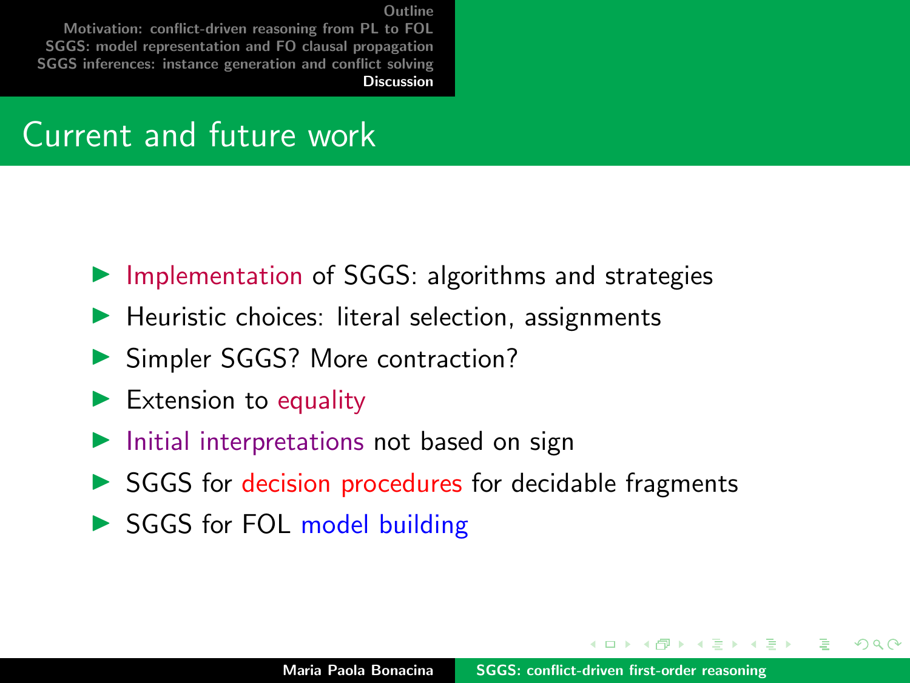## Current and future work

- Implementation of SGGS: algorithms and strategies
- Heuristic choices: literal selection, assignments
- Simpler SGGS? More contraction?
- Extension to equality
- Initial interpretations not based on sign
- SGGS for decision procedures for decidable fragments
- SGGS for FOL model building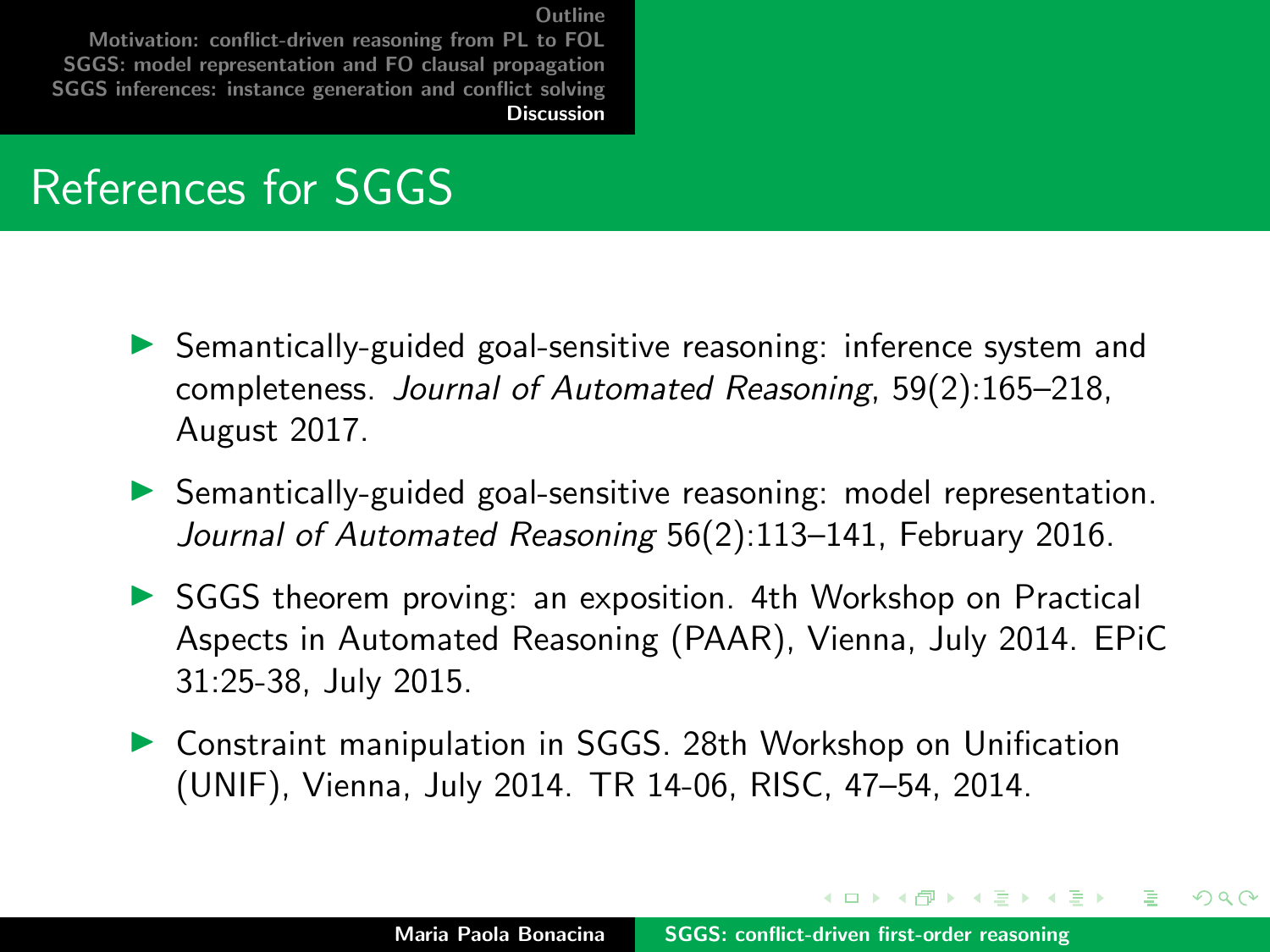# References for SGGS

- Semantically-guided goal-sensitive reasoning: inference system and completeness. *Journal of Automated Reasoning*, 59(2):165–218, August 2017.
- Semantically-guided goal-sensitive reasoning: model representation. *Journal of Automated Reasoning* 56(2):113–141, February 2016.
- SGGS theorem proving: an exposition. 4th Workshop on Practical Aspects in Automated Reasoning (PAAR), Vienna, July 2014. EPiC 31:25-38, July 2015.
- Constraint manipulation in SGGS. 28th Workshop on Unification (UNIF), Vienna, July 2014. TR 14-06, RISC, 47–54, 2014.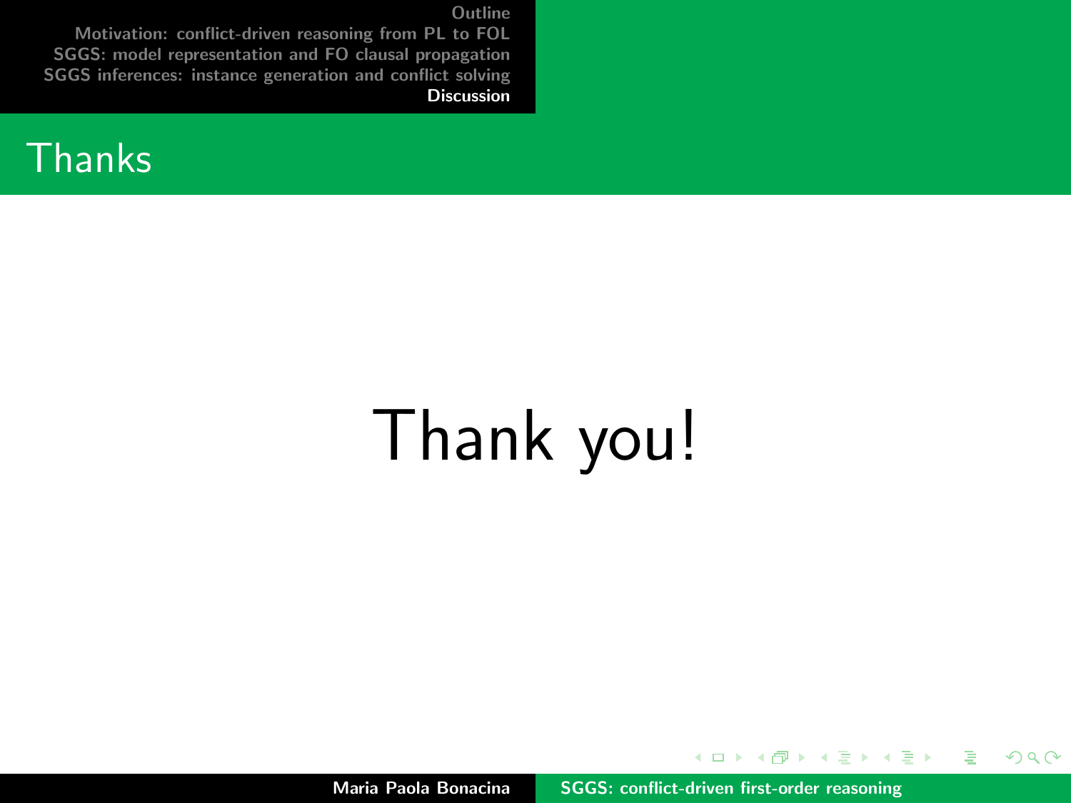# Thanks

Thank you!